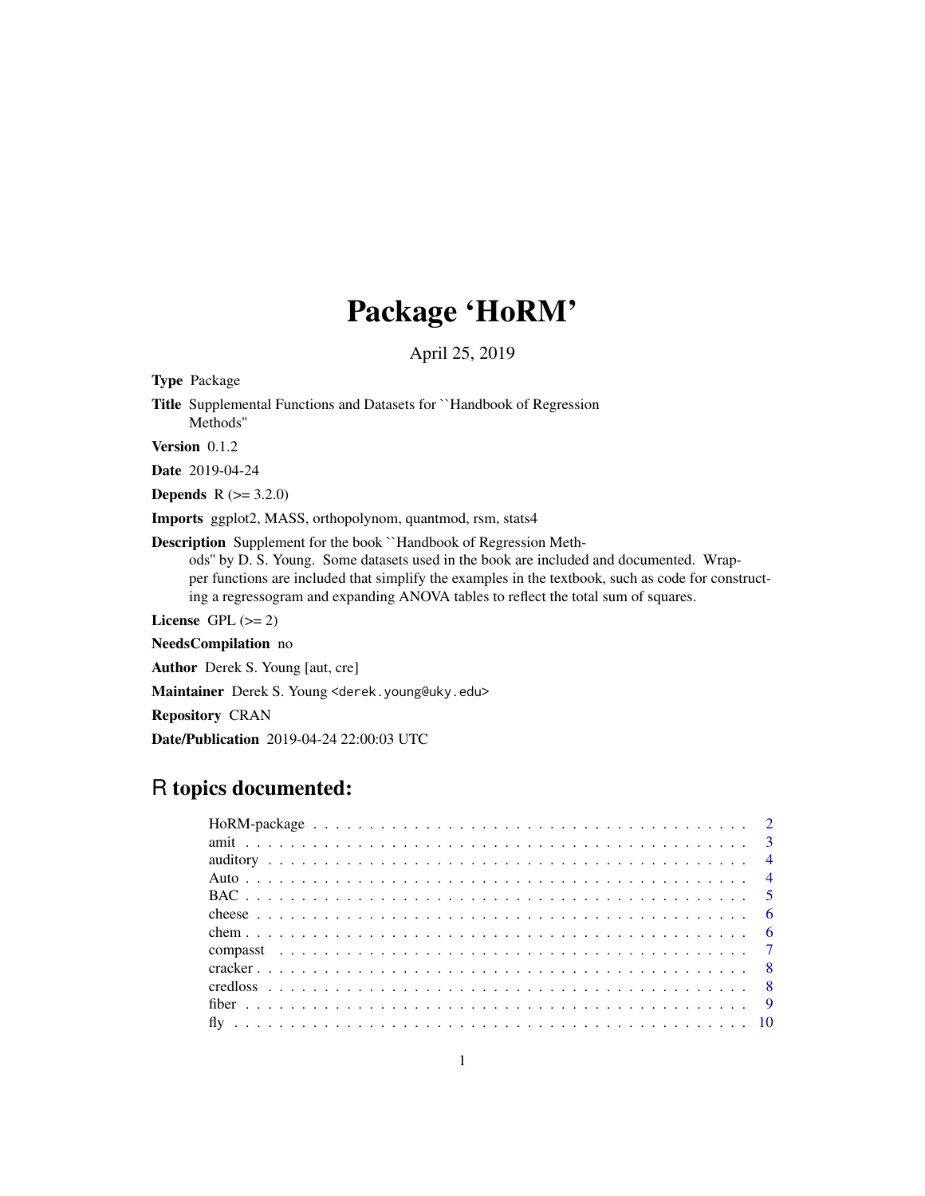# Package 'HoRM'

April 25, 2019

**Type** Package

**Title** Supplemental Functions and Datasets for ``Handbook of Regression Methods''

**Version** 0.1.2

**Date** 2019-04-24

**Depends** R (>= 3.2.0)

**Imports** ggplot2, MASS, orthopolynom, quantmod, rsm, stats4

**Description** Supplement for the book ``Handbook of Regression Methods'' by D. S. Young. Some datasets used in the book are included and documented. Wrapper functions are included that simplify the examples in the textbook, such as code for constructing a regressogram and expanding ANOVA tables to reflect the total sum of squares.

**License** GPL (>= 2)

**NeedsCompilation** no

**Author** Derek S. Young [aut, cre]

**Maintainer** Derek S. Young <derek.young@uky.edu>

**Repository** CRAN

**Date/Publication** 2019-04-24 22:00:03 UTC

## R topics documented:

| | |
|---|---|
| HoRM-package | 2 |
| amit | 3 |
| auditory | 4 |
| Auto | 4 |
| BAC | 5 |
| cheese | 6 |
| chem | 6 |
| compasst | 7 |
| cracker | 8 |
| credloss | 8 |
| fiber | 9 |
| fly | 10 |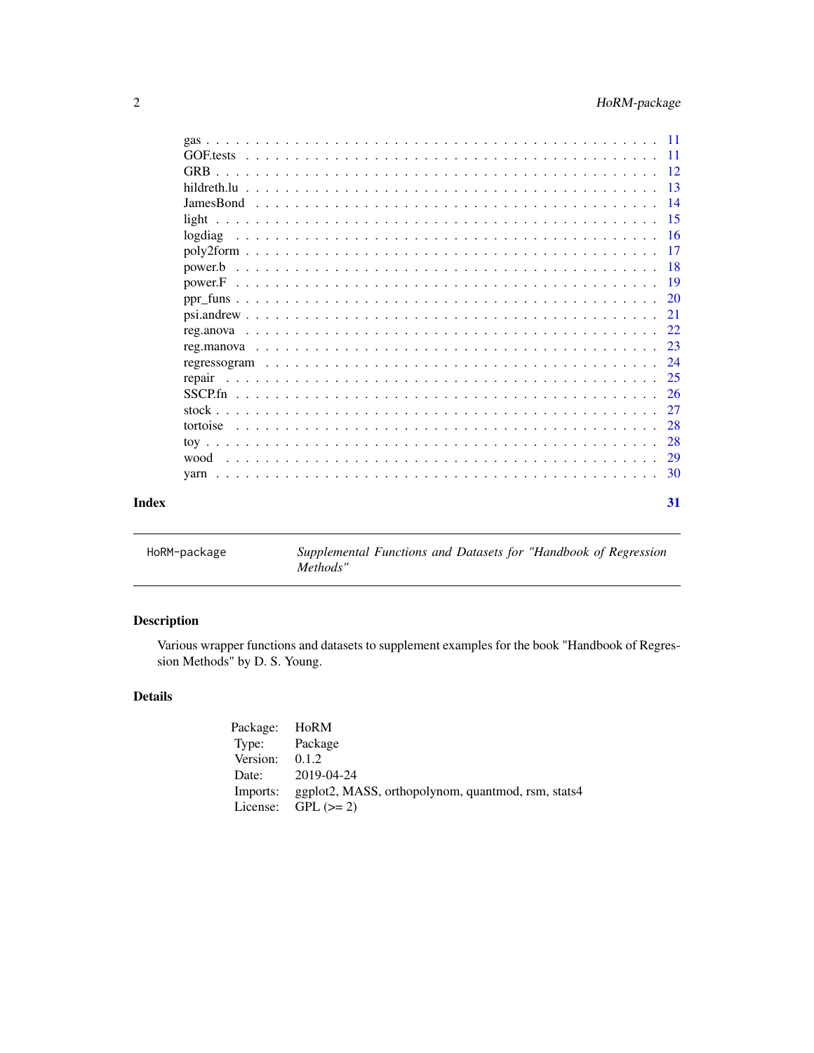gas . . . . . . . . . . . . . . . . . . . . . . . . . . . . . . . . . . . . . . . . . 11
GOF.tests . . . . . . . . . . . . . . . . . . . . . . . . . . . . . . . . . . . . . . 11
GRB . . . . . . . . . . . . . . . . . . . . . . . . . . . . . . . . . . . . . . . . . 12
hildreth.lu . . . . . . . . . . . . . . . . . . . . . . . . . . . . . . . . . . . . . 13
JamesBond . . . . . . . . . . . . . . . . . . . . . . . . . . . . . . . . . . . . . . 14
light . . . . . . . . . . . . . . . . . . . . . . . . . . . . . . . . . . . . . . . . 15
logdiag . . . . . . . . . . . . . . . . . . . . . . . . . . . . . . . . . . . . . . . 16
poly2form . . . . . . . . . . . . . . . . . . . . . . . . . . . . . . . . . . . . . . 17
power.b . . . . . . . . . . . . . . . . . . . . . . . . . . . . . . . . . . . . . . . 18
power.F . . . . . . . . . . . . . . . . . . . . . . . . . . . . . . . . . . . . . . . 19
ppr_funs . . . . . . . . . . . . . . . . . . . . . . . . . . . . . . . . . . . . . . 20
psi.andrew . . . . . . . . . . . . . . . . . . . . . . . . . . . . . . . . . . . . . 21
reg.anova . . . . . . . . . . . . . . . . . . . . . . . . . . . . . . . . . . . . . . 22
reg.manova . . . . . . . . . . . . . . . . . . . . . . . . . . . . . . . . . . . . . 23
regressogram . . . . . . . . . . . . . . . . . . . . . . . . . . . . . . . . . . . . 24
repair . . . . . . . . . . . . . . . . . . . . . . . . . . . . . . . . . . . . . . . . 25
SSCP.fn . . . . . . . . . . . . . . . . . . . . . . . . . . . . . . . . . . . . . . . 26
stock . . . . . . . . . . . . . . . . . . . . . . . . . . . . . . . . . . . . . . . . 27
tortoise . . . . . . . . . . . . . . . . . . . . . . . . . . . . . . . . . . . . . . . 28
toy . . . . . . . . . . . . . . . . . . . . . . . . . . . . . . . . . . . . . . . . . 28
wood . . . . . . . . . . . . . . . . . . . . . . . . . . . . . . . . . . . . . . . . 29
yarn . . . . . . . . . . . . . . . . . . . . . . . . . . . . . . . . . . . . . . . . . 30

**Index** **31**

---

`HoRM-package` *Supplemental Functions and Datasets for "Handbook of Regression Methods"*

---

## Description

Various wrapper functions and datasets to supplement examples for the book "Handbook of Regression Methods" by D. S. Young.

## Details

| | |
|---|---|
| Package: | HoRM |
| Type: | Package |
| Version: | 0.1.2 |
| Date: | 2019-04-24 |
| Imports: | ggplot2, MASS, orthopolynom, quantmod, rsm, stats4 |
| License: | GPL (>= 2) |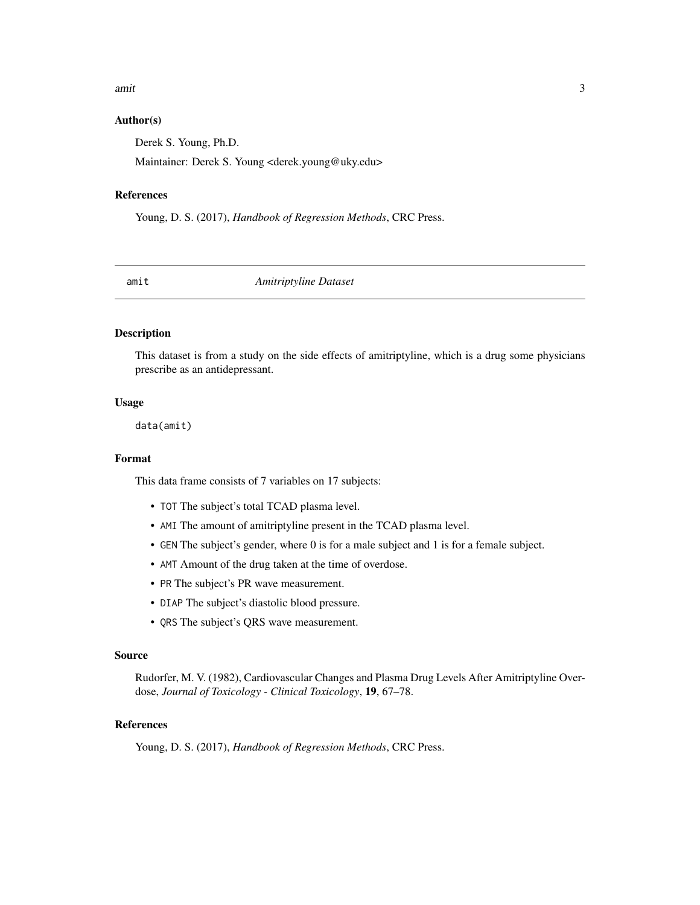### Author(s)

Derek S. Young, Ph.D.

Maintainer: Derek S. Young <derek.young@uky.edu>

### References

Young, D. S. (2017), *Handbook of Regression Methods*, CRC Press.

---

## amit — *Amitriptyline Dataset*

---

### Description

This dataset is from a study on the side effects of amitriptyline, which is a drug some physicians prescribe as an antidepressant.

### Usage

```
data(amit)
```

### Format

This data frame consists of 7 variables on 17 subjects:

- `TOT` The subject's total TCAD plasma level.
- `AMI` The amount of amitriptyline present in the TCAD plasma level.
- `GEN` The subject's gender, where 0 is for a male subject and 1 is for a female subject.
- `AMT` Amount of the drug taken at the time of overdose.
- `PR` The subject's PR wave measurement.
- `DIAP` The subject's diastolic blood pressure.
- `QRS` The subject's QRS wave measurement.

### Source

Rudorfer, M. V. (1982), Cardiovascular Changes and Plasma Drug Levels After Amitriptyline Overdose, *Journal of Toxicology - Clinical Toxicology*, **19**, 67–78.

### References

Young, D. S. (2017), *Handbook of Regression Methods*, CRC Press.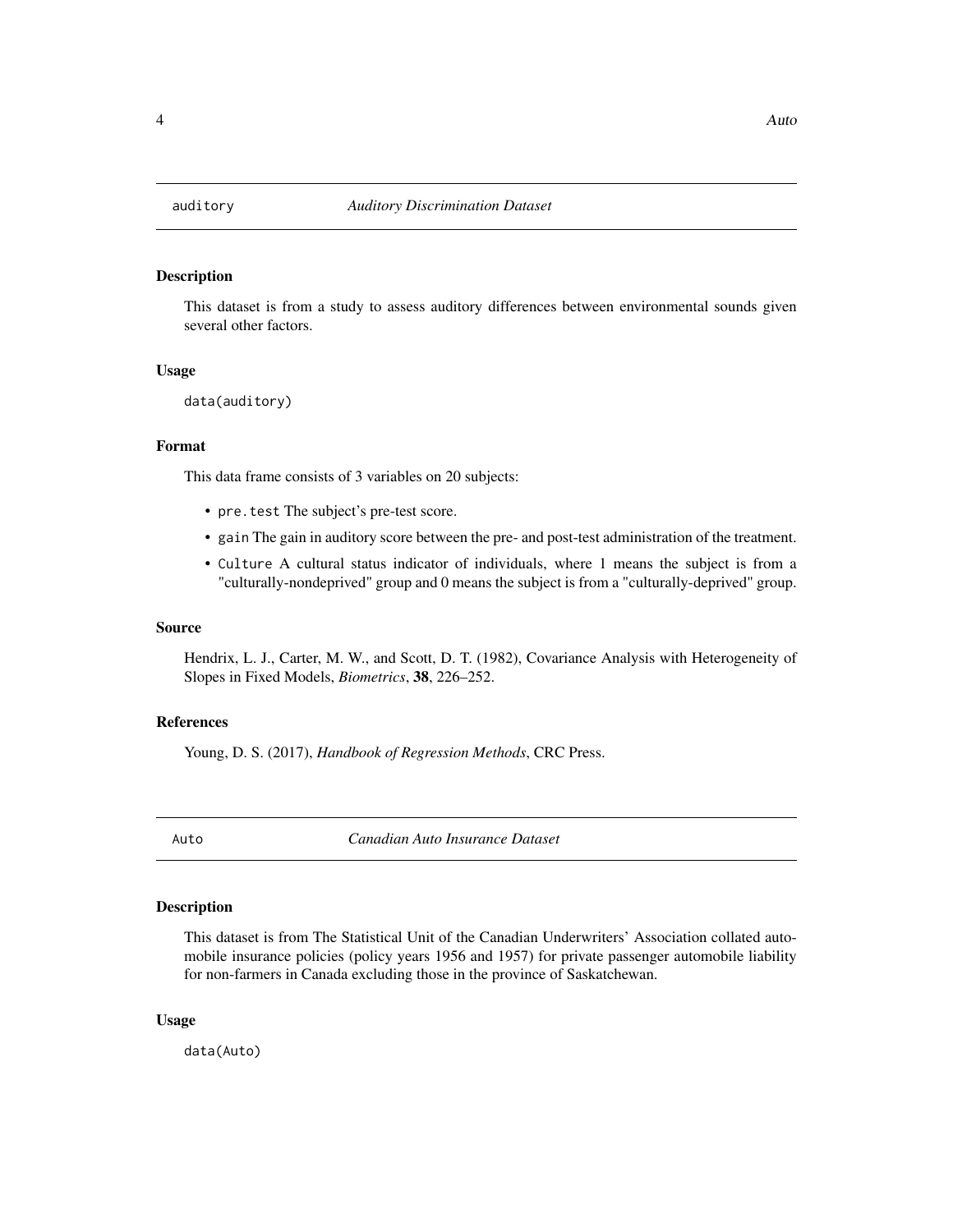## auditory *Auditory Discrimination Dataset*

### Description

This dataset is from a study to assess auditory differences between environmental sounds given several other factors.

### Usage

```
data(auditory)
```

### Format

This data frame consists of 3 variables on 20 subjects:

- `pre.test` The subject's pre-test score.
- `gain` The gain in auditory score between the pre- and post-test administration of the treatment.
- `Culture` A cultural status indicator of individuals, where 1 means the subject is from a "culturally-nondeprived" group and 0 means the subject is from a "culturally-deprived" group.

### Source

Hendrix, L. J., Carter, M. W., and Scott, D. T. (1982), Covariance Analysis with Heterogeneity of Slopes in Fixed Models, *Biometrics*, **38**, 226–252.

### References

Young, D. S. (2017), *Handbook of Regression Methods*, CRC Press.

## Auto *Canadian Auto Insurance Dataset*

### Description

This dataset is from The Statistical Unit of the Canadian Underwriters' Association collated automobile insurance policies (policy years 1956 and 1957) for private passenger automobile liability for non-farmers in Canada excluding those in the province of Saskatchewan.

### Usage

```
data(Auto)
```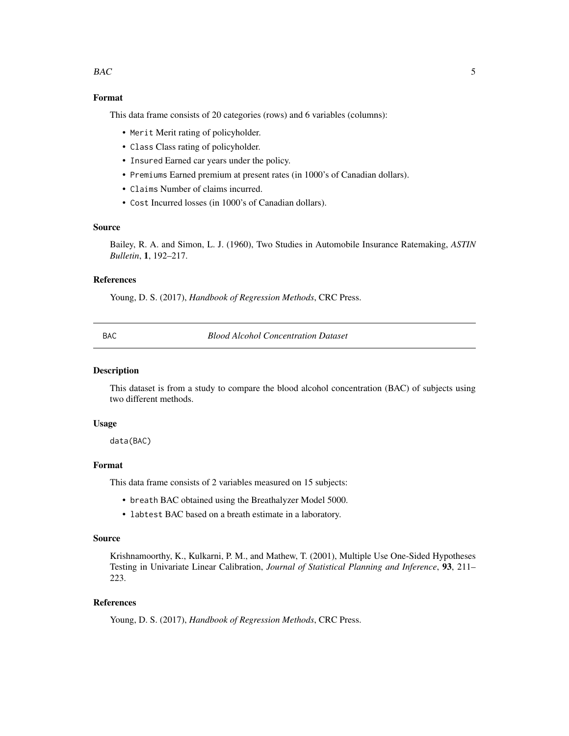### Format

This data frame consists of 20 categories (rows) and 6 variables (columns):

- `Merit` Merit rating of policyholder.
- `Class` Class rating of policyholder.
- `Insured` Earned car years under the policy.
- `Premiums` Earned premium at present rates (in 1000's of Canadian dollars).
- `Claims` Number of claims incurred.
- `Cost` Incurred losses (in 1000's of Canadian dollars).

### Source

Bailey, R. A. and Simon, L. J. (1960), Two Studies in Automobile Insurance Ratemaking, *ASTIN Bulletin*, **1**, 192–217.

### References

Young, D. S. (2017), *Handbook of Regression Methods*, CRC Press.

---

## BAC — *Blood Alcohol Concentration Dataset*

---

### Description

This dataset is from a study to compare the blood alcohol concentration (BAC) of subjects using two different methods.

### Usage

```
data(BAC)
```

### Format

This data frame consists of 2 variables measured on 15 subjects:

- `breath` BAC obtained using the Breathalyzer Model 5000.
- `labtest` BAC based on a breath estimate in a laboratory.

### Source

Krishnamoorthy, K., Kulkarni, P. M., and Mathew, T. (2001), Multiple Use One-Sided Hypotheses Testing in Univariate Linear Calibration, *Journal of Statistical Planning and Inference*, **93**, 211–223.

### References

Young, D. S. (2017), *Handbook of Regression Methods*, CRC Press.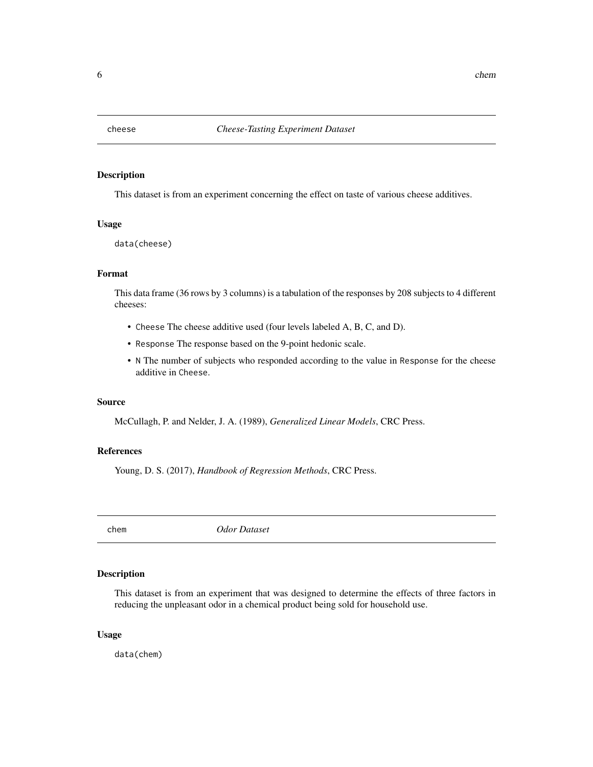## cheese — *Cheese-Tasting Experiment Dataset*

### Description

This dataset is from an experiment concerning the effect on taste of various cheese additives.

### Usage

```
data(cheese)
```

### Format

This data frame (36 rows by 3 columns) is a tabulation of the responses by 208 subjects to 4 different cheeses:

- `Cheese` The cheese additive used (four levels labeled A, B, C, and D).
- `Response` The response based on the 9-point hedonic scale.
- `N` The number of subjects who responded according to the value in `Response` for the cheese additive in `Cheese`.

### Source

McCullagh, P. and Nelder, J. A. (1989), *Generalized Linear Models*, CRC Press.

### References

Young, D. S. (2017), *Handbook of Regression Methods*, CRC Press.

## chem — *Odor Dataset*

### Description

This dataset is from an experiment that was designed to determine the effects of three factors in reducing the unpleasant odor in a chemical product being sold for household use.

### Usage

```
data(chem)
```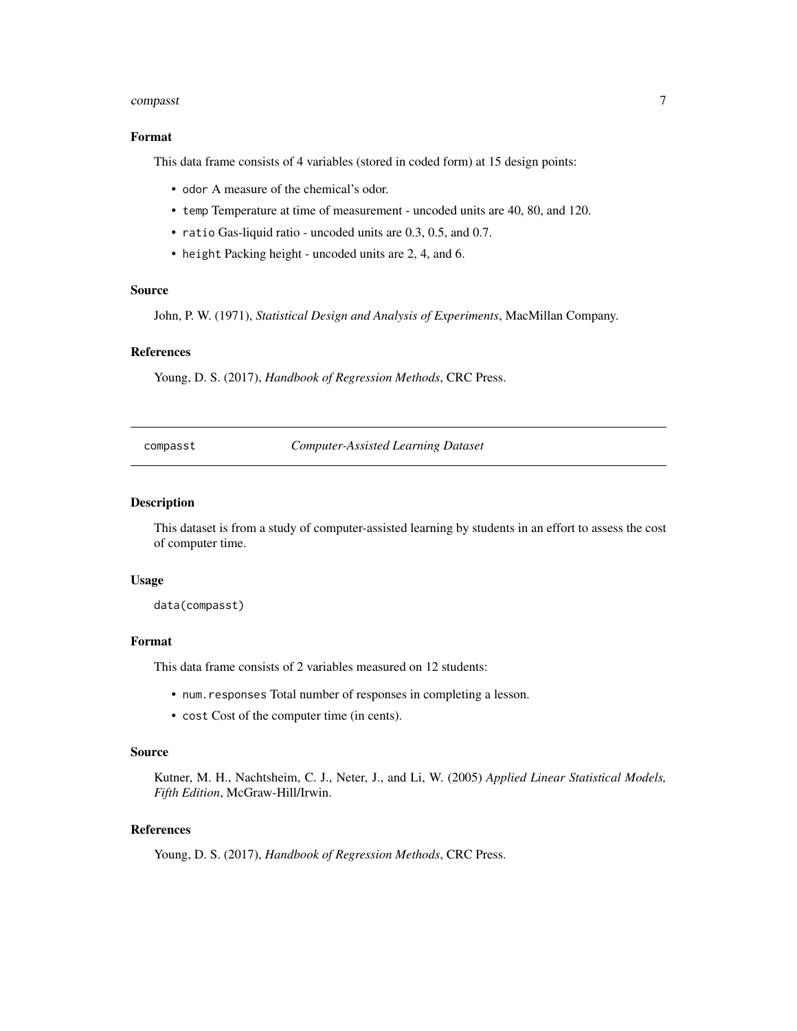### Format

This data frame consists of 4 variables (stored in coded form) at 15 design points:

- `odor` A measure of the chemical's odor.
- `temp` Temperature at time of measurement - uncoded units are 40, 80, and 120.
- `ratio` Gas-liquid ratio - uncoded units are 0.3, 0.5, and 0.7.
- `height` Packing height - uncoded units are 2, 4, and 6.

### Source

John, P. W. (1971), *Statistical Design and Analysis of Experiments*, MacMillan Company.

### References

Young, D. S. (2017), *Handbook of Regression Methods*, CRC Press.

---

## compasst — *Computer-Assisted Learning Dataset*

---

### Description

This dataset is from a study of computer-assisted learning by students in an effort to assess the cost of computer time.

### Usage

```
data(compasst)
```

### Format

This data frame consists of 2 variables measured on 12 students:

- `num.responses` Total number of responses in completing a lesson.
- `cost` Cost of the computer time (in cents).

### Source

Kutner, M. H., Nachtsheim, C. J., Neter, J., and Li, W. (2005) *Applied Linear Statistical Models, Fifth Edition*, McGraw-Hill/Irwin.

### References

Young, D. S. (2017), *Handbook of Regression Methods*, CRC Press.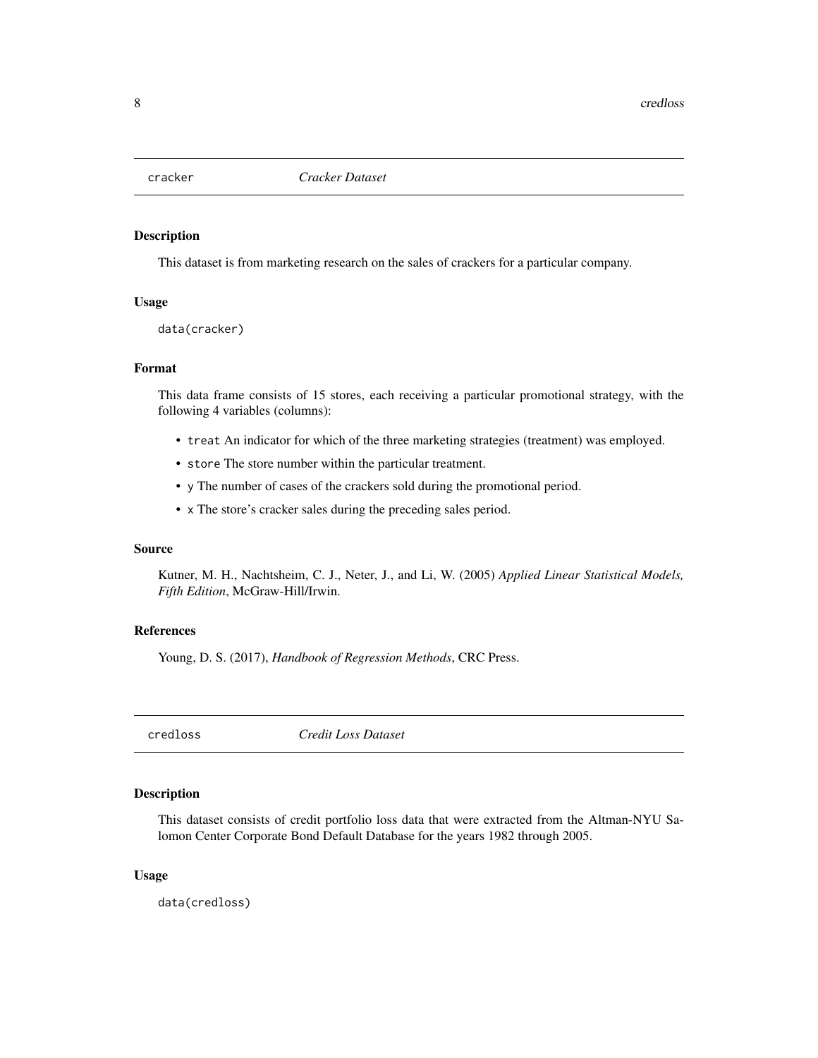## cracker *Cracker Dataset*

### Description

This dataset is from marketing research on the sales of crackers for a particular company.

### Usage

```
data(cracker)
```

### Format

This data frame consists of 15 stores, each receiving a particular promotional strategy, with the following 4 variables (columns):

- `treat` An indicator for which of the three marketing strategies (treatment) was employed.
- `store` The store number within the particular treatment.
- `y` The number of cases of the crackers sold during the promotional period.
- `x` The store's cracker sales during the preceding sales period.

### Source

Kutner, M. H., Nachtsheim, C. J., Neter, J., and Li, W. (2005) *Applied Linear Statistical Models, Fifth Edition*, McGraw-Hill/Irwin.

### References

Young, D. S. (2017), *Handbook of Regression Methods*, CRC Press.

## credloss *Credit Loss Dataset*

### Description

This dataset consists of credit portfolio loss data that were extracted from the Altman-NYU Salomon Center Corporate Bond Default Database for the years 1982 through 2005.

### Usage

```
data(credloss)
```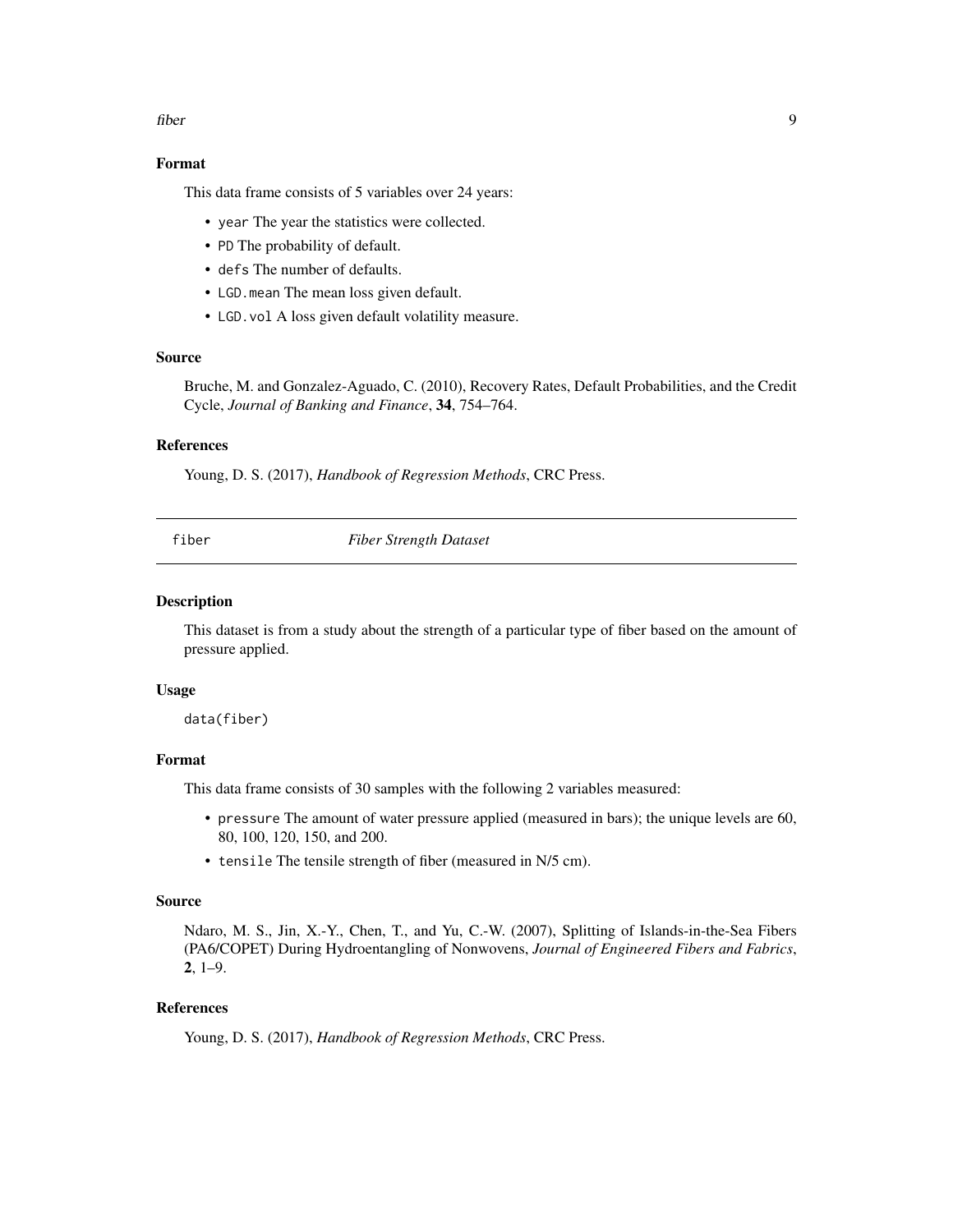### Format

This data frame consists of 5 variables over 24 years:

- `year` The year the statistics were collected.
- `PD` The probability of default.
- `defs` The number of defaults.
- `LGD.mean` The mean loss given default.
- `LGD.vol` A loss given default volatility measure.

### Source

Bruche, M. and Gonzalez-Aguado, C. (2010), Recovery Rates, Default Probabilities, and the Credit Cycle, *Journal of Banking and Finance*, **34**, 754–764.

### References

Young, D. S. (2017), *Handbook of Regression Methods*, CRC Press.

---

## fiber — *Fiber Strength Dataset*

---

### Description

This dataset is from a study about the strength of a particular type of fiber based on the amount of pressure applied.

### Usage

```
data(fiber)
```

### Format

This data frame consists of 30 samples with the following 2 variables measured:

- `pressure` The amount of water pressure applied (measured in bars); the unique levels are 60, 80, 100, 120, 150, and 200.
- `tensile` The tensile strength of fiber (measured in N/5 cm).

### Source

Ndaro, M. S., Jin, X.-Y., Chen, T., and Yu, C.-W. (2007), Splitting of Islands-in-the-Sea Fibers (PA6/COPET) During Hydroentangling of Nonwovens, *Journal of Engineered Fibers and Fabrics*, **2**, 1–9.

### References

Young, D. S. (2017), *Handbook of Regression Methods*, CRC Press.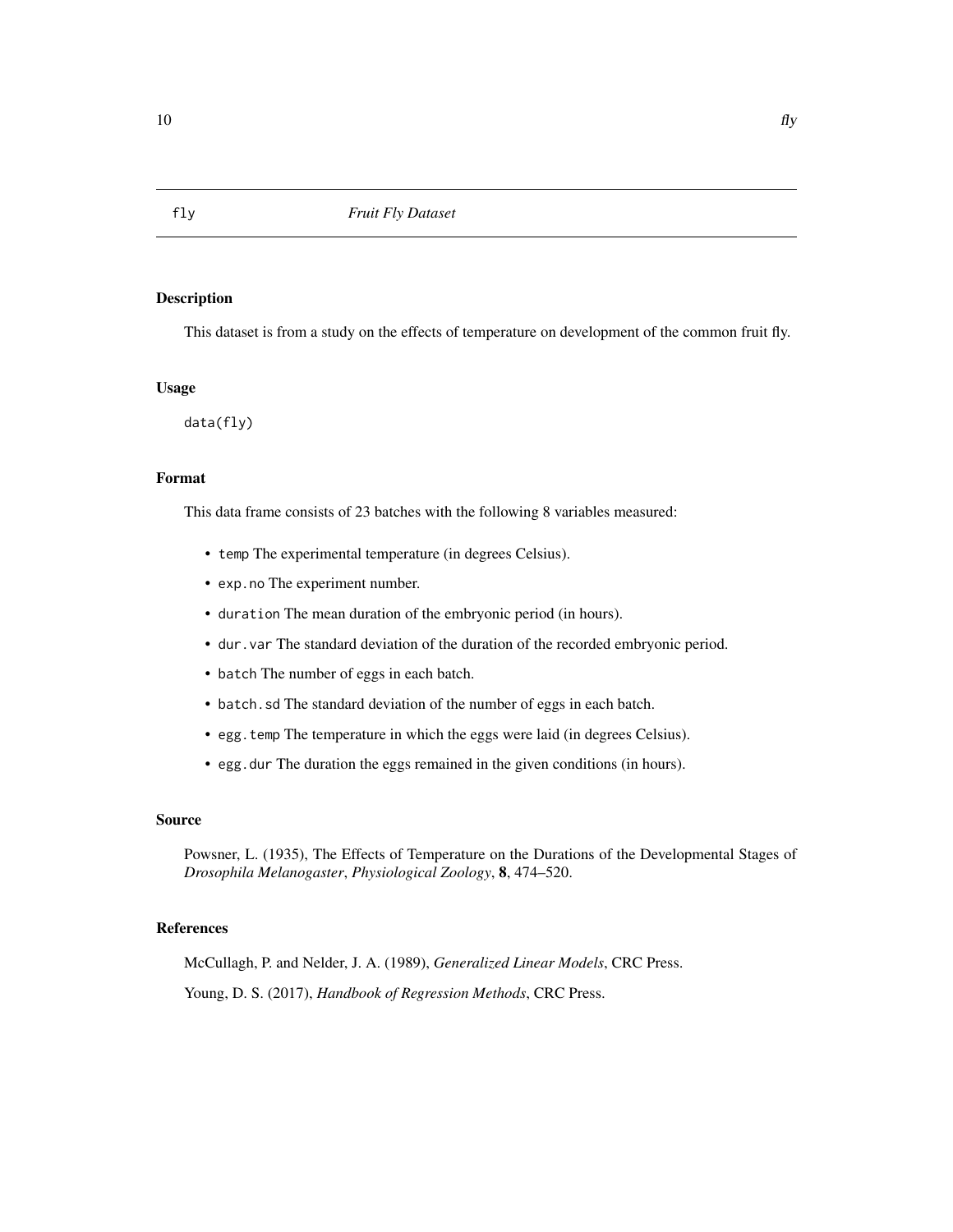fly *Fruit Fly Dataset*

## Description

This dataset is from a study on the effects of temperature on development of the common fruit fly.

## Usage

```
data(fly)
```

## Format

This data frame consists of 23 batches with the following 8 variables measured:

- `temp` The experimental temperature (in degrees Celsius).
- `exp.no` The experiment number.
- `duration` The mean duration of the embryonic period (in hours).
- `dur.var` The standard deviation of the duration of the recorded embryonic period.
- `batch` The number of eggs in each batch.
- `batch.sd` The standard deviation of the number of eggs in each batch.
- `egg.temp` The temperature in which the eggs were laid (in degrees Celsius).
- `egg.dur` The duration the eggs remained in the given conditions (in hours).

## Source

Powsner, L. (1935), The Effects of Temperature on the Durations of the Developmental Stages of *Drosophila Melanogaster*, *Physiological Zoology*, **8**, 474–520.

## References

McCullagh, P. and Nelder, J. A. (1989), *Generalized Linear Models*, CRC Press.

Young, D. S. (2017), *Handbook of Regression Methods*, CRC Press.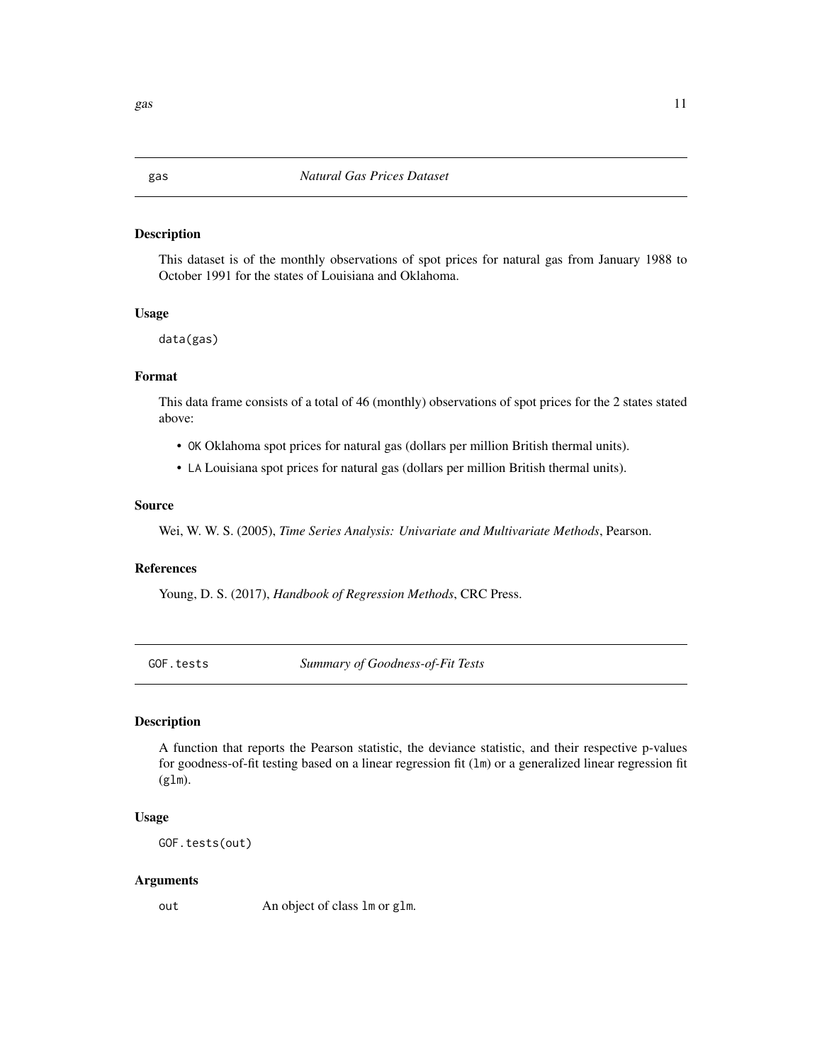## gas — *Natural Gas Prices Dataset*

### Description

This dataset is of the monthly observations of spot prices for natural gas from January 1988 to October 1991 for the states of Louisiana and Oklahoma.

### Usage

```
data(gas)
```

### Format

This data frame consists of a total of 46 (monthly) observations of spot prices for the 2 states stated above:

- `OK` Oklahoma spot prices for natural gas (dollars per million British thermal units).
- `LA` Louisiana spot prices for natural gas (dollars per million British thermal units).

### Source

Wei, W. W. S. (2005), *Time Series Analysis: Univariate and Multivariate Methods*, Pearson.

### References

Young, D. S. (2017), *Handbook of Regression Methods*, CRC Press.

## GOF.tests — *Summary of Goodness-of-Fit Tests*

### Description

A function that reports the Pearson statistic, the deviance statistic, and their respective p-values for goodness-of-fit testing based on a linear regression fit (`lm`) or a generalized linear regression fit (`glm`).

### Usage

```
GOF.tests(out)
```

### Arguments

| | |
|---|---|
| `out` | An object of class `lm` or `glm`. |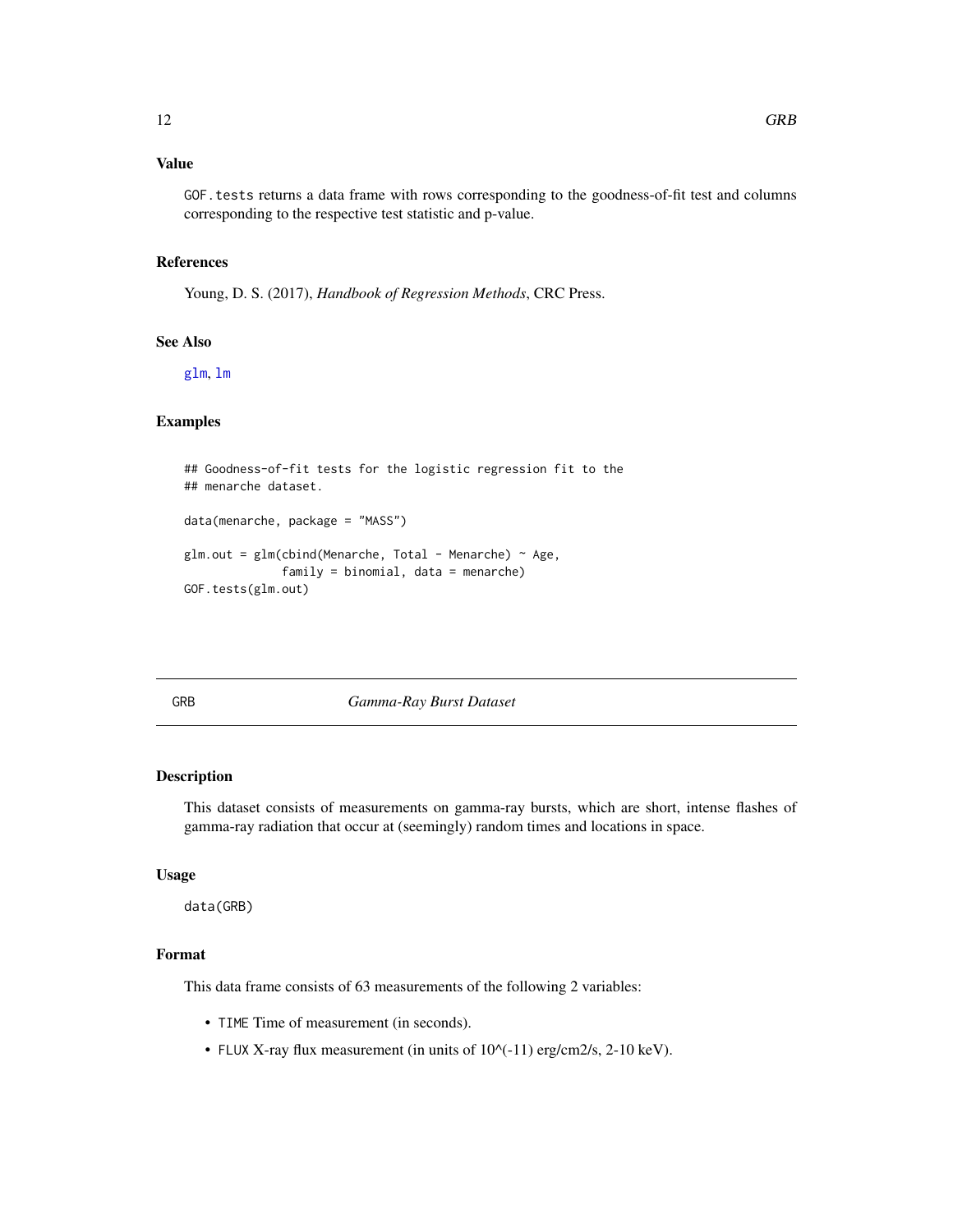## Value

GOF.tests returns a data frame with rows corresponding to the goodness-of-fit test and columns corresponding to the respective test statistic and p-value.

## References

Young, D. S. (2017), *Handbook of Regression Methods*, CRC Press.

## See Also

glm, lm

## Examples

```
## Goodness-of-fit tests for the logistic regression fit to the
## menarche dataset.

data(menarche, package = "MASS")

glm.out = glm(cbind(Menarche, Total - Menarche) ~ Age,
              family = binomial, data = menarche)
GOF.tests(glm.out)
```

---

# GRB *Gamma-Ray Burst Dataset*

---

## Description

This dataset consists of measurements on gamma-ray bursts, which are short, intense flashes of gamma-ray radiation that occur at (seemingly) random times and locations in space.

## Usage

```
data(GRB)
```

## Format

This data frame consists of 63 measurements of the following 2 variables:

- TIME Time of measurement (in seconds).
- FLUX X-ray flux measurement (in units of 10^(-11) erg/cm2/s, 2-10 keV).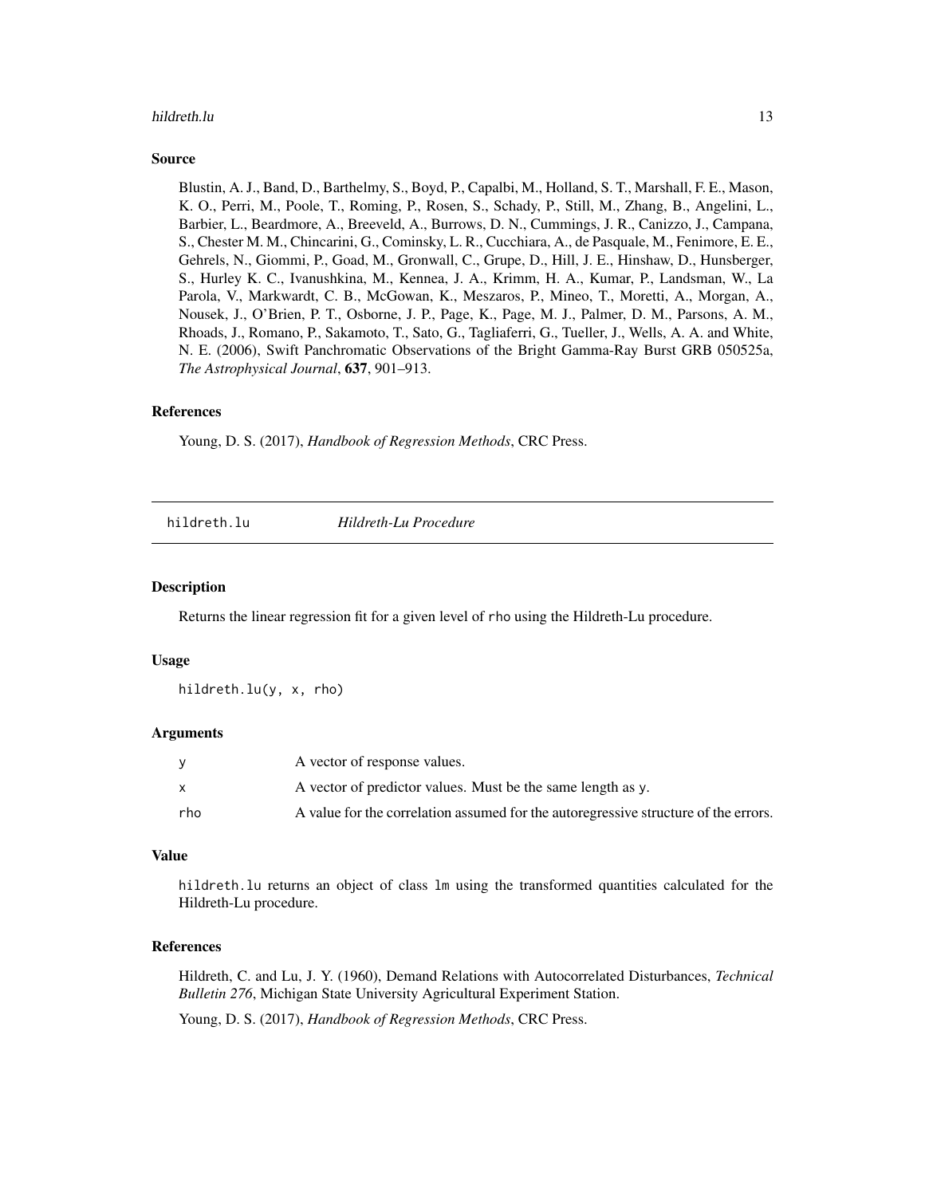### Source

Blustin, A. J., Band, D., Barthelmy, S., Boyd, P., Capalbi, M., Holland, S. T., Marshall, F. E., Mason, K. O., Perri, M., Poole, T., Roming, P., Rosen, S., Schady, P., Still, M., Zhang, B., Angelini, L., Barbier, L., Beardmore, A., Breeveld, A., Burrows, D. N., Cummings, J. R., Canizzo, J., Campana, S., Chester M. M., Chincarini, G., Cominsky, L. R., Cucchiara, A., de Pasquale, M., Fenimore, E. E., Gehrels, N., Giommi, P., Goad, M., Gronwall, C., Grupe, D., Hill, J. E., Hinshaw, D., Hunsberger, S., Hurley K. C., Ivanushkina, M., Kennea, J. A., Krimm, H. A., Kumar, P., Landsman, W., La Parola, V., Markwardt, C. B., McGowan, K., Meszaros, P., Mineo, T., Moretti, A., Morgan, A., Nousek, J., O'Brien, P. T., Osborne, J. P., Page, K., Page, M. J., Palmer, D. M., Parsons, A. M., Rhoads, J., Romano, P., Sakamoto, T., Sato, G., Tagliaferri, G., Tueller, J., Wells, A. A. and White, N. E. (2006), Swift Panchromatic Observations of the Bright Gamma-Ray Burst GRB 050525a, *The Astrophysical Journal*, **637**, 901–913.

### References

Young, D. S. (2017), *Handbook of Regression Methods*, CRC Press.

---

## hildreth.lu *Hildreth-Lu Procedure*

### Description

Returns the linear regression fit for a given level of rho using the Hildreth-Lu procedure.

### Usage

```
hildreth.lu(y, x, rho)
```

### Arguments

| | |
|---|---|
| y | A vector of response values. |
| x | A vector of predictor values. Must be the same length as y. |
| rho | A value for the correlation assumed for the autoregressive structure of the errors. |

### Value

hildreth.lu returns an object of class lm using the transformed quantities calculated for the Hildreth-Lu procedure.

### References

Hildreth, C. and Lu, J. Y. (1960), Demand Relations with Autocorrelated Disturbances, *Technical Bulletin 276*, Michigan State University Agricultural Experiment Station.

Young, D. S. (2017), *Handbook of Regression Methods*, CRC Press.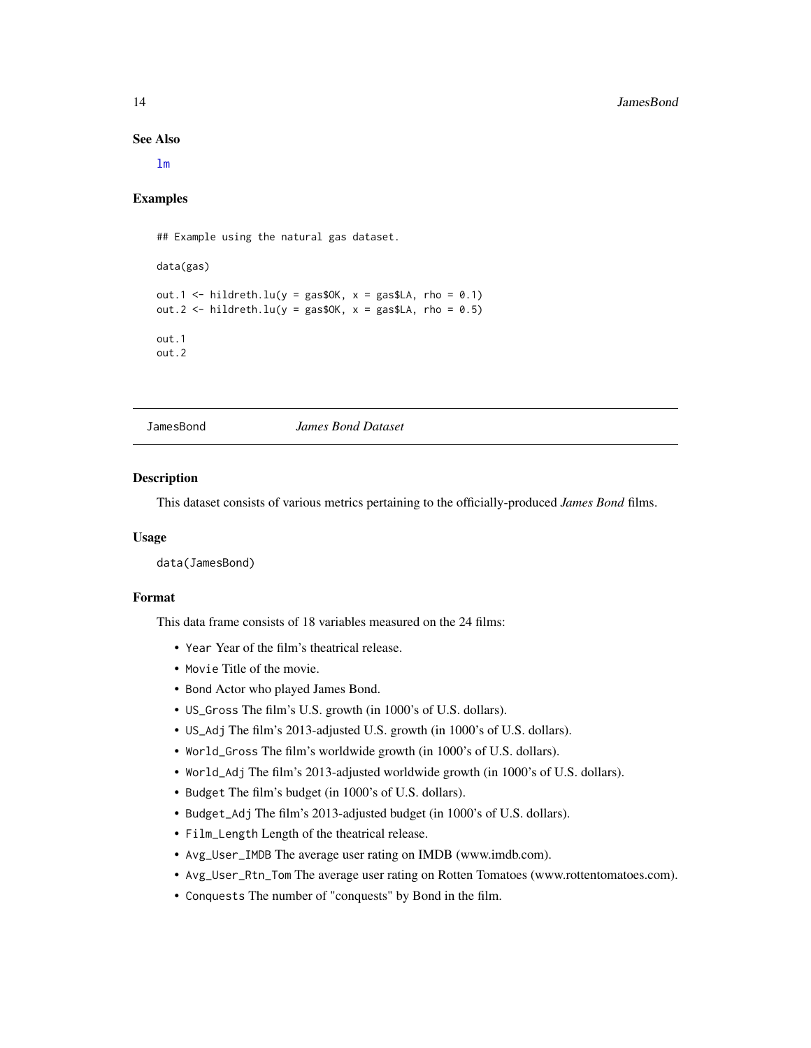### See Also

lm

### Examples

```
## Example using the natural gas dataset.

data(gas)

out.1 <- hildreth.lu(y = gas$OK, x = gas$LA, rho = 0.1)
out.2 <- hildreth.lu(y = gas$OK, x = gas$LA, rho = 0.5)

out.1
out.2
```

---

## JamesBond *James Bond Dataset*

### Description

This dataset consists of various metrics pertaining to the officially-produced *James Bond* films.

### Usage

```
data(JamesBond)
```

### Format

This data frame consists of 18 variables measured on the 24 films:

- `Year` Year of the film's theatrical release.
- `Movie` Title of the movie.
- `Bond` Actor who played James Bond.
- `US_Gross` The film's U.S. growth (in 1000's of U.S. dollars).
- `US_Adj` The film's 2013-adjusted U.S. growth (in 1000's of U.S. dollars).
- `World_Gross` The film's worldwide growth (in 1000's of U.S. dollars).
- `World_Adj` The film's 2013-adjusted worldwide growth (in 1000's of U.S. dollars).
- `Budget` The film's budget (in 1000's of U.S. dollars).
- `Budget_Adj` The film's 2013-adjusted budget (in 1000's of U.S. dollars).
- `Film_Length` Length of the theatrical release.
- `Avg_User_IMDB` The average user rating on IMDB (www.imdb.com).
- `Avg_User_Rtn_Tom` The average user rating on Rotten Tomatoes (www.rottentomatoes.com).
- `Conquests` The number of "conquests" by Bond in the film.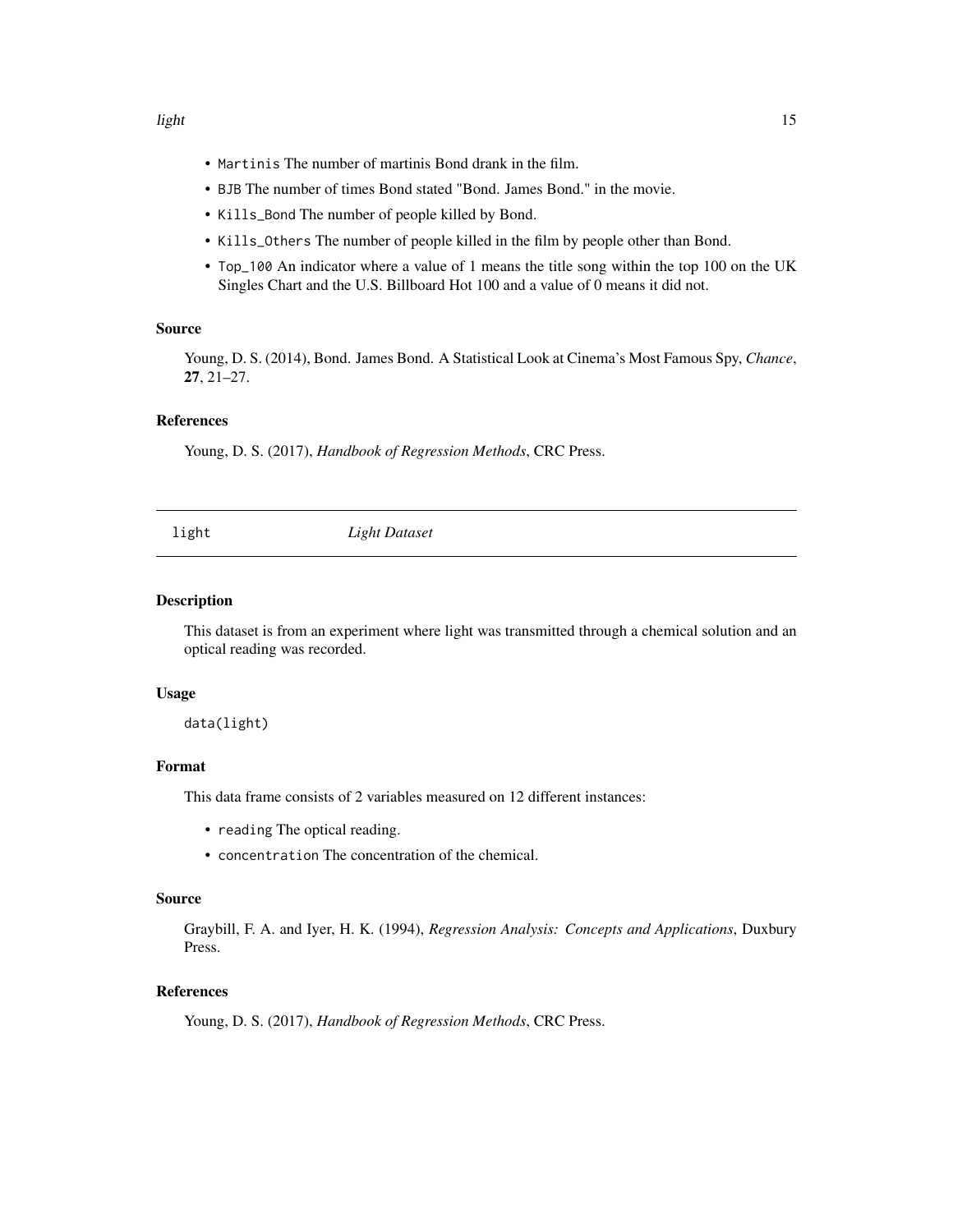- `Martinis` The number of martinis Bond drank in the film.
- `BJB` The number of times Bond stated "Bond. James Bond." in the movie.
- `Kills_Bond` The number of people killed by Bond.
- `Kills_Others` The number of people killed in the film by people other than Bond.
- `Top_100` An indicator where a value of 1 means the title song within the top 100 on the UK Singles Chart and the U.S. Billboard Hot 100 and a value of 0 means it did not.

### Source

Young, D. S. (2014), Bond. James Bond. A Statistical Look at Cinema's Most Famous Spy, *Chance*, **27**, 21–27.

### References

Young, D. S. (2017), *Handbook of Regression Methods*, CRC Press.

---

## `light` *Light Dataset*

---

### Description

This dataset is from an experiment where light was transmitted through a chemical solution and an optical reading was recorded.

### Usage

```
data(light)
```

### Format

This data frame consists of 2 variables measured on 12 different instances:

- `reading` The optical reading.
- `concentration` The concentration of the chemical.

### Source

Graybill, F. A. and Iyer, H. K. (1994), *Regression Analysis: Concepts and Applications*, Duxbury Press.

### References

Young, D. S. (2017), *Handbook of Regression Methods*, CRC Press.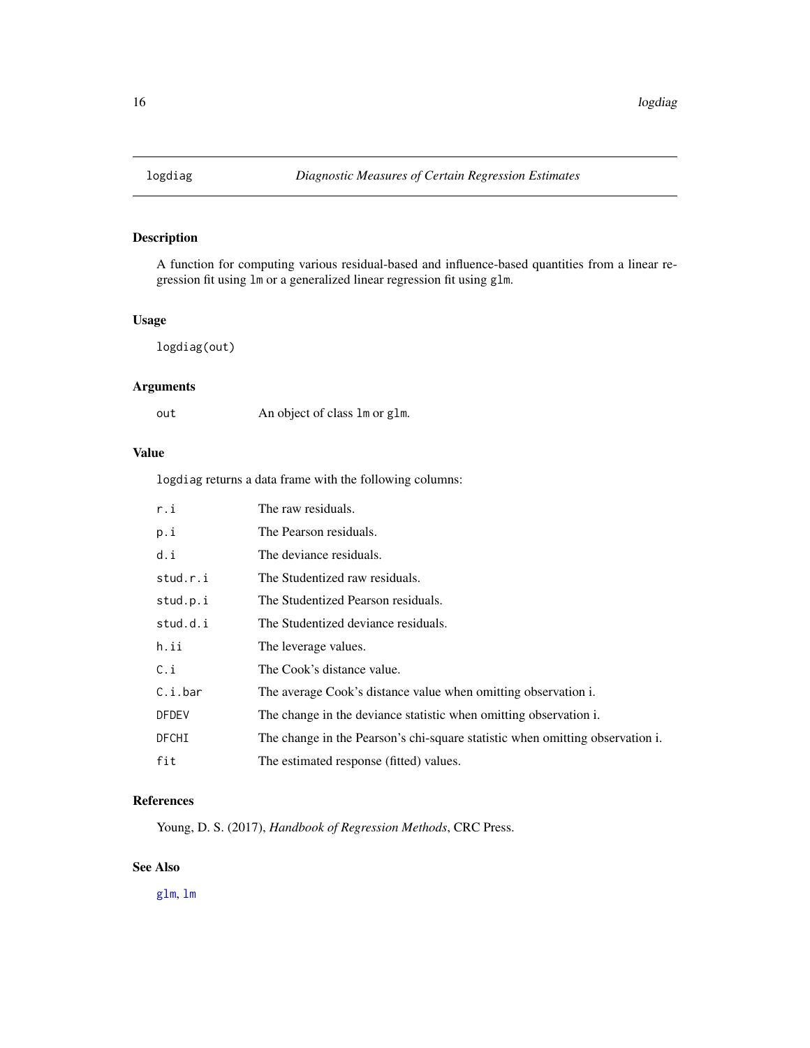## logdiag — *Diagnostic Measures of Certain Regression Estimates*

### Description

A function for computing various residual-based and influence-based quantities from a linear regression fit using `lm` or a generalized linear regression fit using `glm`.

### Usage

```
logdiag(out)
```

### Arguments

| | |
|---|---|
| `out` | An object of class `lm` or `glm`. |

### Value

`logdiag` returns a data frame with the following columns:

| | |
|---|---|
| `r.i` | The raw residuals. |
| `p.i` | The Pearson residuals. |
| `d.i` | The deviance residuals. |
| `stud.r.i` | The Studentized raw residuals. |
| `stud.p.i` | The Studentized Pearson residuals. |
| `stud.d.i` | The Studentized deviance residuals. |
| `h.ii` | The leverage values. |
| `C.i` | The Cook's distance value. |
| `C.i.bar` | The average Cook's distance value when omitting observation i. |
| `DFDEV` | The change in the deviance statistic when omitting observation i. |
| `DFCHI` | The change in the Pearson's chi-square statistic when omitting observation i. |
| `fit` | The estimated response (fitted) values. |

### References

Young, D. S. (2017), *Handbook of Regression Methods*, CRC Press.

### See Also

`glm`, `lm`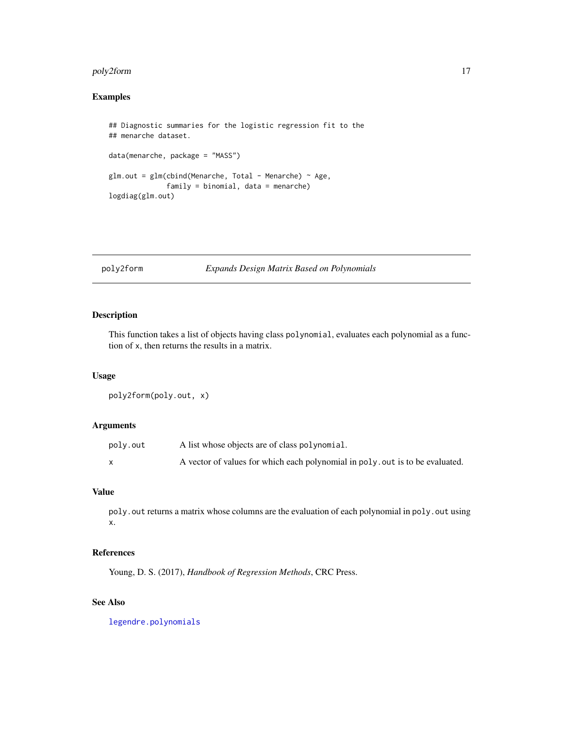## Examples

```
## Diagnostic summaries for the logistic regression fit to the
## menarche dataset.

data(menarche, package = "MASS")

glm.out = glm(cbind(Menarche, Total - Menarche) ~ Age,
              family = binomial, data = menarche)
logdiag(glm.out)
```

---

# poly2form — *Expands Design Matrix Based on Polynomials*

## Description

This function takes a list of objects having class `polynomial`, evaluates each polynomial as a function of `x`, then returns the results in a matrix.

## Usage

```
poly2form(poly.out, x)
```

## Arguments

| | |
|---|---|
| `poly.out` | A list whose objects are of class `polynomial`. |
| `x` | A vector of values for which each polynomial in `poly.out` is to be evaluated. |

## Value

`poly.out` returns a matrix whose columns are the evaluation of each polynomial in `poly.out` using `x`.

## References

Young, D. S. (2017), *Handbook of Regression Methods*, CRC Press.

## See Also

legendre.polynomials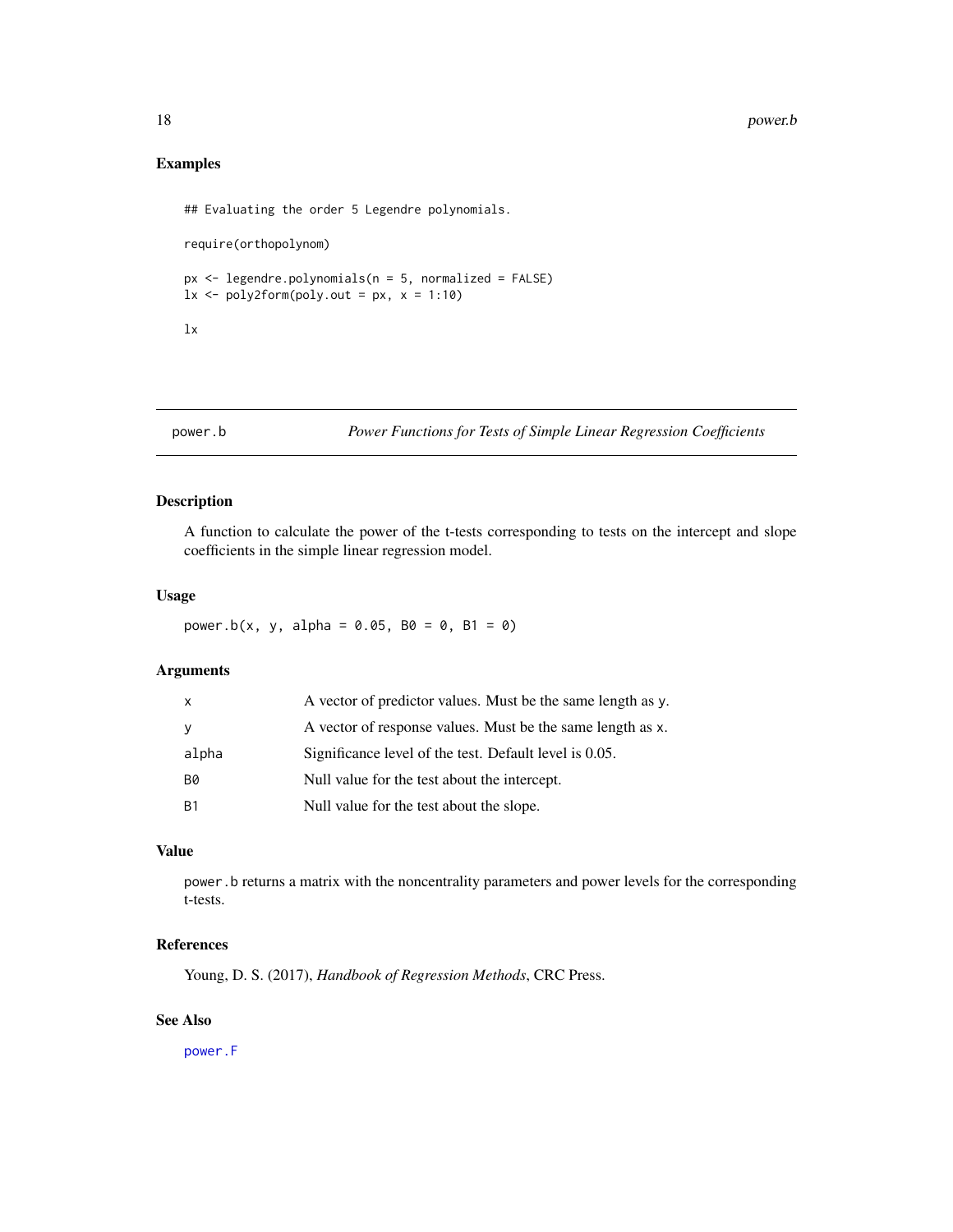## Examples

```
## Evaluating the order 5 Legendre polynomials.

require(orthopolynom)

px <- legendre.polynomials(n = 5, normalized = FALSE)
lx <- poly2form(poly.out = px, x = 1:10)

lx
```

---

`power.b` *Power Functions for Tests of Simple Linear Regression Coefficients*

---

### Description

A function to calculate the power of the t-tests corresponding to tests on the intercept and slope coefficients in the simple linear regression model.

### Usage

```
power.b(x, y, alpha = 0.05, B0 = 0, B1 = 0)
```

### Arguments

| | |
|---|---|
| `x` | A vector of predictor values. Must be the same length as `y`. |
| `y` | A vector of response values. Must be the same length as `x`. |
| `alpha` | Significance level of the test. Default level is 0.05. |
| `B0` | Null value for the test about the intercept. |
| `B1` | Null value for the test about the slope. |

### Value

`power.b` returns a matrix with the noncentrality parameters and power levels for the corresponding t-tests.

### References

Young, D. S. (2017), *Handbook of Regression Methods*, CRC Press.

### See Also

`power.F`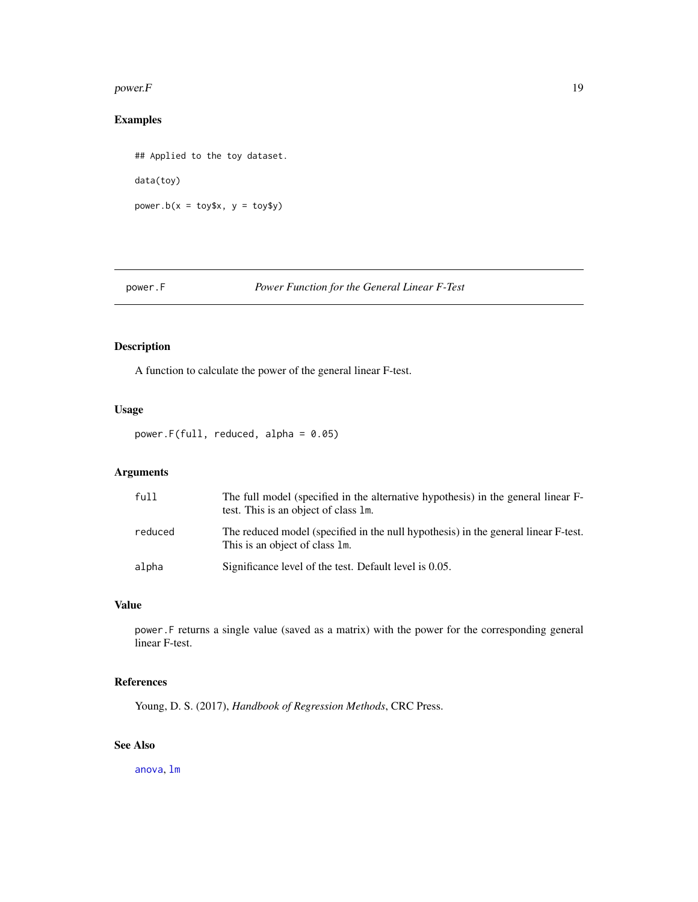## Examples

```
## Applied to the toy dataset.

data(toy)

power.b(x = toy$x, y = toy$y)
```

---

# power.F — *Power Function for the General Linear F-Test*

---

## Description

A function to calculate the power of the general linear F-test.

## Usage

```
power.F(full, reduced, alpha = 0.05)
```

## Arguments

| | |
|---|---|
| `full` | The full model (specified in the alternative hypothesis) in the general linear F-test. This is an object of class `lm`. |
| `reduced` | The reduced model (specified in the null hypothesis) in the general linear F-test. This is an object of class `lm`. |
| `alpha` | Significance level of the test. Default level is 0.05. |

## Value

`power.F` returns a single value (saved as a matrix) with the power for the corresponding general linear F-test.

## References

Young, D. S. (2017), *Handbook of Regression Methods*, CRC Press.

## See Also

`anova`, `lm`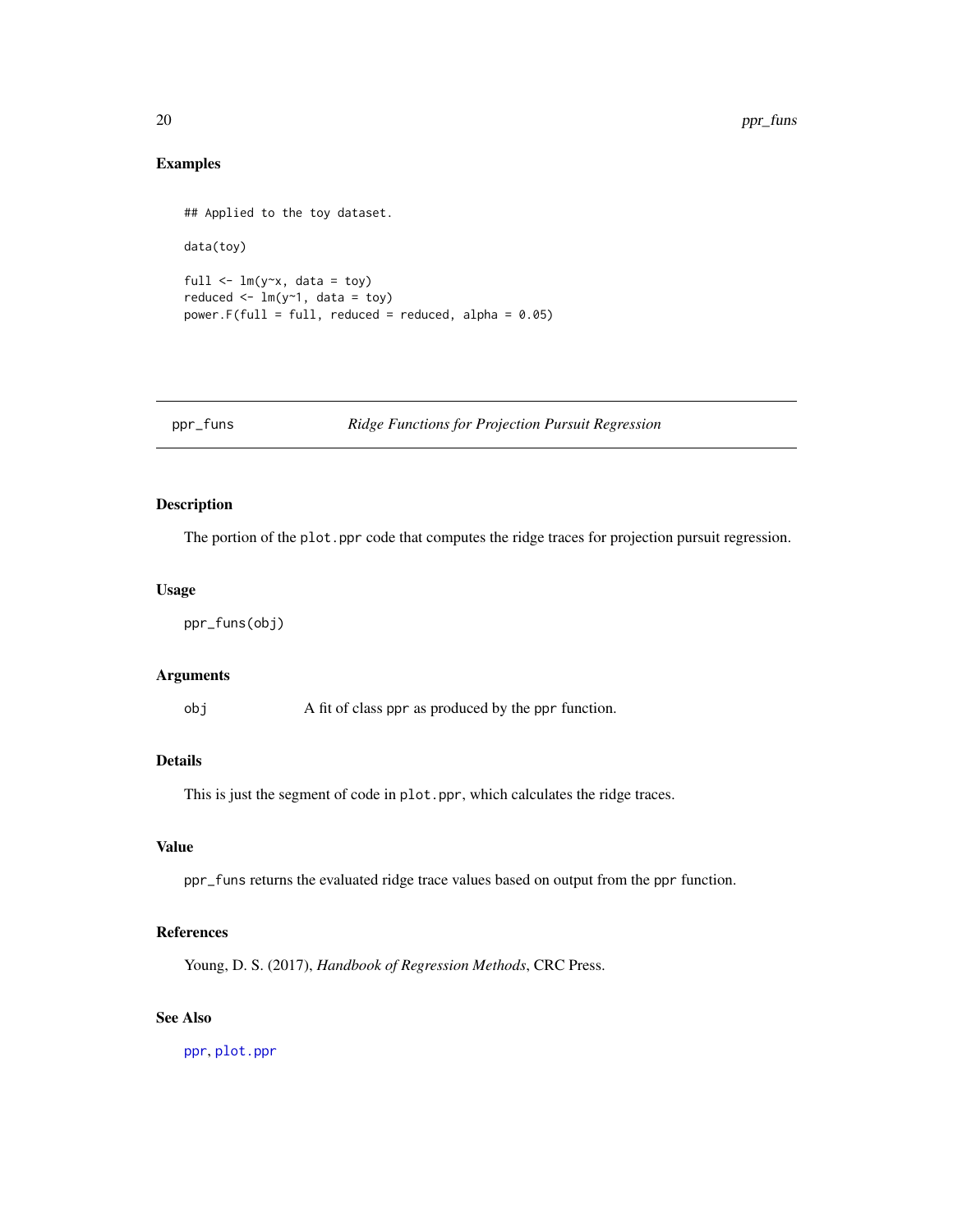## Examples

```
## Applied to the toy dataset.

data(toy)

full <- lm(y~x, data = toy)
reduced <- lm(y~1, data = toy)
power.F(full = full, reduced = reduced, alpha = 0.05)
```

---

# ppr_funs — *Ridge Functions for Projection Pursuit Regression*

---

## Description

The portion of the `plot.ppr` code that computes the ridge traces for projection pursuit regression.

## Usage

```
ppr_funs(obj)
```

## Arguments

| | |
|---|---|
| `obj` | A fit of class `ppr` as produced by the `ppr` function. |

## Details

This is just the segment of code in `plot.ppr`, which calculates the ridge traces.

## Value

`ppr_funs` returns the evaluated ridge trace values based on output from the `ppr` function.

## References

Young, D. S. (2017), *Handbook of Regression Methods*, CRC Press.

## See Also

`ppr`, `plot.ppr`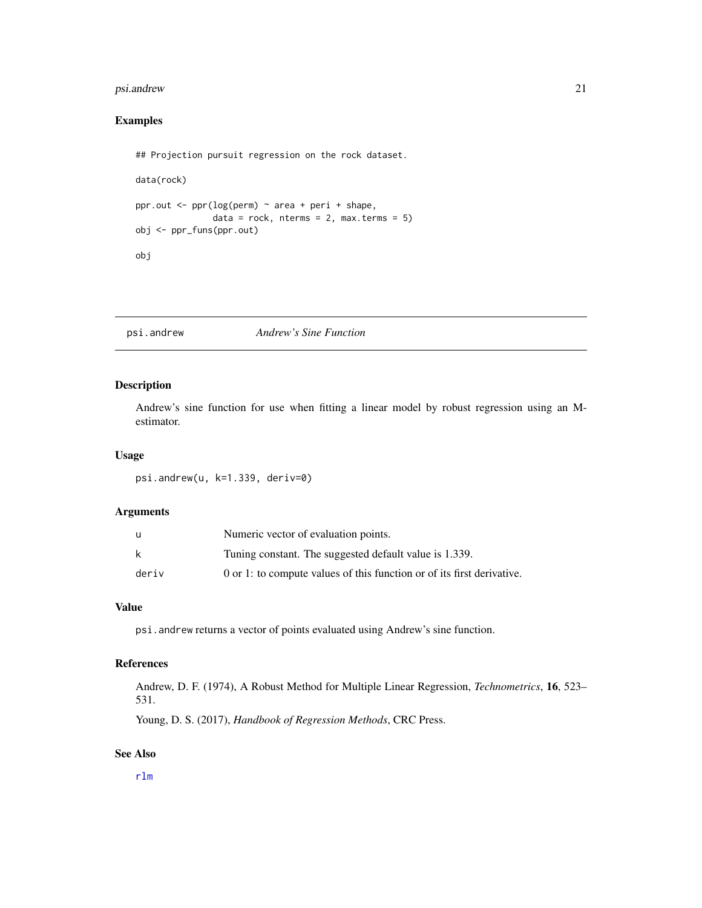## Examples

```
## Projection pursuit regression on the rock dataset.

data(rock)

ppr.out <- ppr(log(perm) ~ area + peri + shape,
               data = rock, nterms = 2, max.terms = 5)
obj <- ppr_funs(ppr.out)

obj
```

---

# psi.andrew *Andrew's Sine Function*

## Description

Andrew's sine function for use when fitting a linear model by robust regression using an M-estimator.

## Usage

```
psi.andrew(u, k=1.339, deriv=0)
```

## Arguments

| | |
|---|---|
| u | Numeric vector of evaluation points. |
| k | Tuning constant. The suggested default value is 1.339. |
| deriv | 0 or 1: to compute values of this function or of its first derivative. |

## Value

`psi.andrew` returns a vector of points evaluated using Andrew's sine function.

## References

Andrew, D. F. (1974), A Robust Method for Multiple Linear Regression, *Technometrics*, **16**, 523–531.

Young, D. S. (2017), *Handbook of Regression Methods*, CRC Press.

## See Also

`rlm`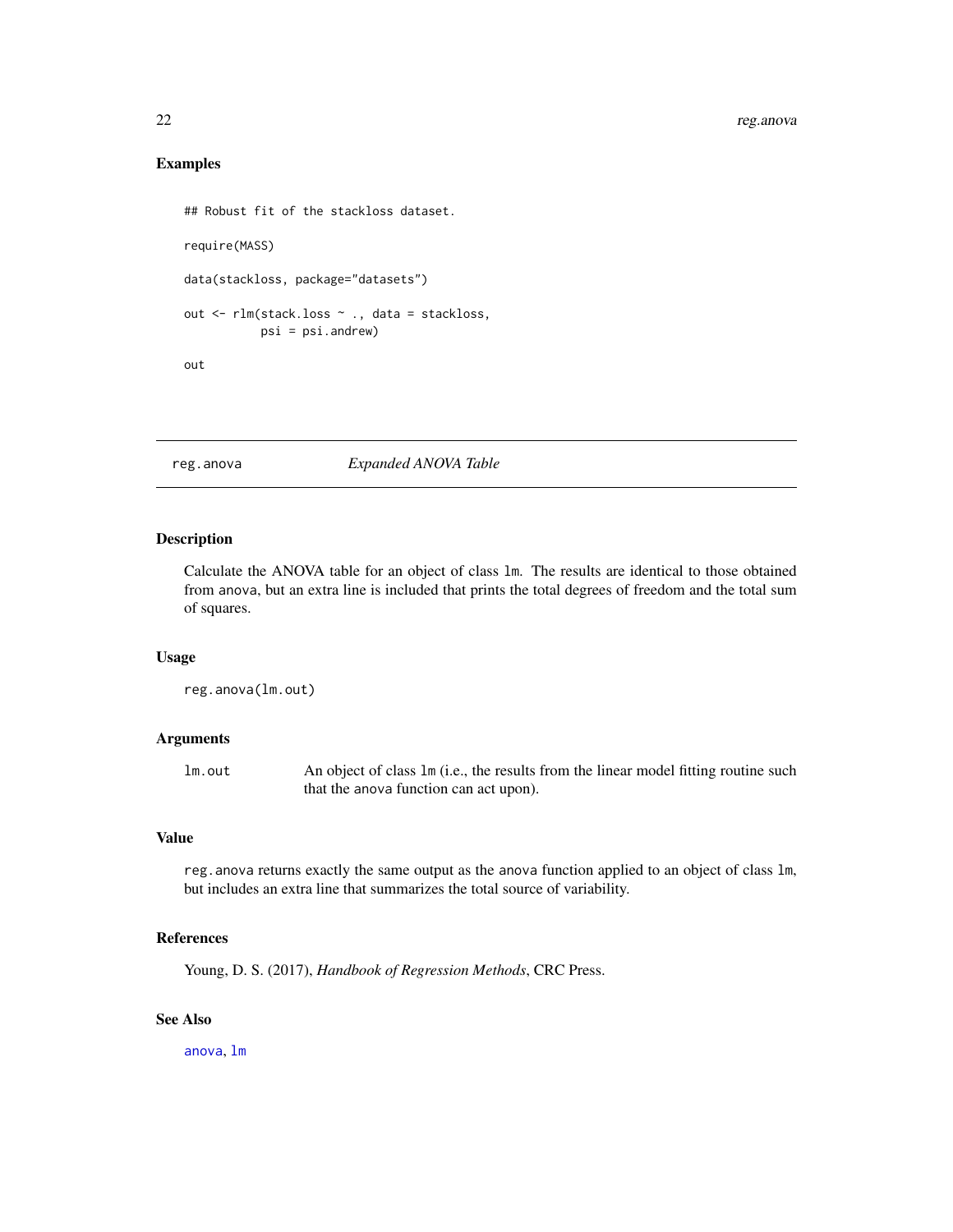### Examples

```
## Robust fit of the stackloss dataset.

require(MASS)

data(stackloss, package="datasets")

out <- rlm(stack.loss ~ ., data = stackloss,
           psi = psi.andrew)

out
```

---

## reg.anova — *Expanded ANOVA Table*

---

### Description

Calculate the ANOVA table for an object of class `lm`. The results are identical to those obtained from `anova`, but an extra line is included that prints the total degrees of freedom and the total sum of squares.

### Usage

```
reg.anova(lm.out)
```

### Arguments

| | |
|---|---|
| `lm.out` | An object of class `lm` (i.e., the results from the linear model fitting routine such that the `anova` function can act upon). |

### Value

`reg.anova` returns exactly the same output as the `anova` function applied to an object of class `lm`, but includes an extra line that summarizes the total source of variability.

### References

Young, D. S. (2017), *Handbook of Regression Methods*, CRC Press.

### See Also

`anova`, `lm`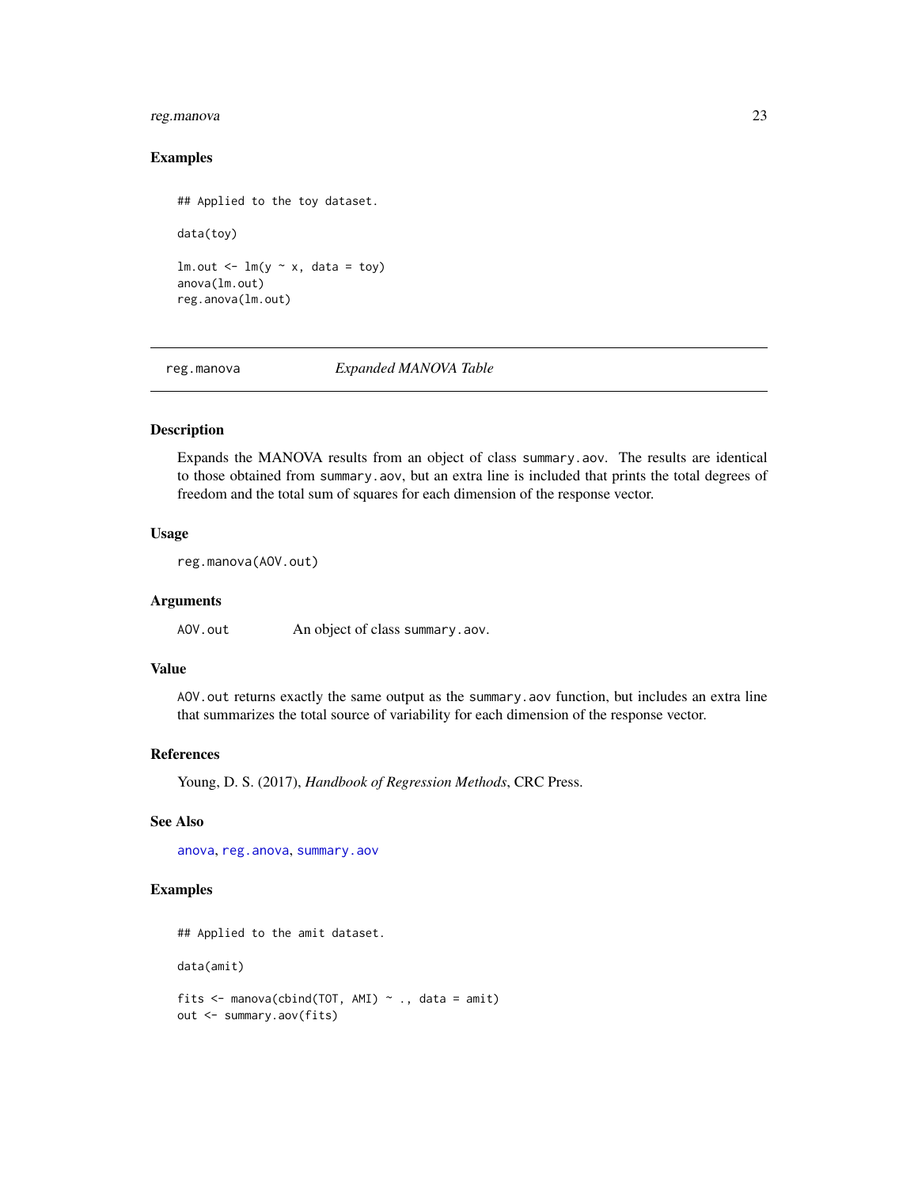### Examples

```
## Applied to the toy dataset.

data(toy)

lm.out <- lm(y ~ x, data = toy)
anova(lm.out)
reg.anova(lm.out)
```

---

## reg.manova *Expanded MANOVA Table*

### Description

Expands the MANOVA results from an object of class `summary.aov`. The results are identical to those obtained from `summary.aov`, but an extra line is included that prints the total degrees of freedom and the total sum of squares for each dimension of the response vector.

### Usage

```
reg.manova(AOV.out)
```

### Arguments

| | |
|---|---|
| `AOV.out` | An object of class `summary.aov`. |

### Value

`AOV.out` returns exactly the same output as the `summary.aov` function, but includes an extra line that summarizes the total source of variability for each dimension of the response vector.

### References

Young, D. S. (2017), *Handbook of Regression Methods*, CRC Press.

### See Also

`anova`, `reg.anova`, `summary.aov`

### Examples

```
## Applied to the amit dataset.

data(amit)

fits <- manova(cbind(TOT, AMI) ~ ., data = amit)
out <- summary.aov(fits)
```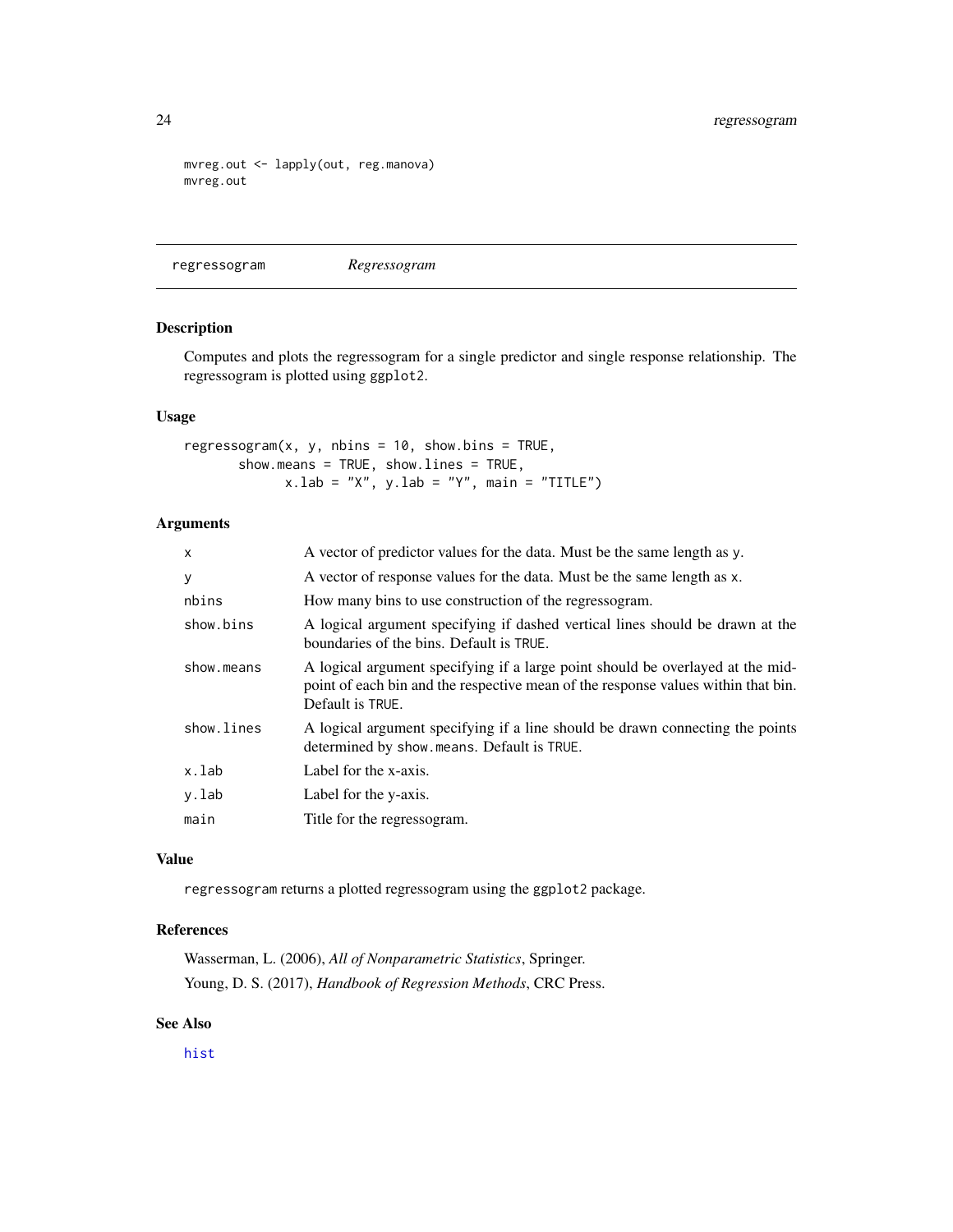```
mvreg.out <- lapply(out, reg.manova)
mvreg.out
```

## regressogram *Regressogram*

### Description

Computes and plots the regressogram for a single predictor and single response relationship. The regressogram is plotted using `ggplot2`.

### Usage

```
regressogram(x, y, nbins = 10, show.bins = TRUE,
       show.means = TRUE, show.lines = TRUE,
             x.lab = "X", y.lab = "Y", main = "TITLE")
```

### Arguments

| | |
|---|---|
| `x` | A vector of predictor values for the data. Must be the same length as `y`. |
| `y` | A vector of response values for the data. Must be the same length as `x`. |
| `nbins` | How many bins to use construction of the regressogram. |
| `show.bins` | A logical argument specifying if dashed vertical lines should be drawn at the boundaries of the bins. Default is `TRUE`. |
| `show.means` | A logical argument specifying if a large point should be overlayed at the midpoint of each bin and the respective mean of the response values within that bin. Default is `TRUE`. |
| `show.lines` | A logical argument specifying if a line should be drawn connecting the points determined by `show.means`. Default is `TRUE`. |
| `x.lab` | Label for the x-axis. |
| `y.lab` | Label for the y-axis. |
| `main` | Title for the regressogram. |

### Value

`regressogram` returns a plotted regressogram using the `ggplot2` package.

### References

Wasserman, L. (2006), *All of Nonparametric Statistics*, Springer.

Young, D. S. (2017), *Handbook of Regression Methods*, CRC Press.

### See Also

`hist`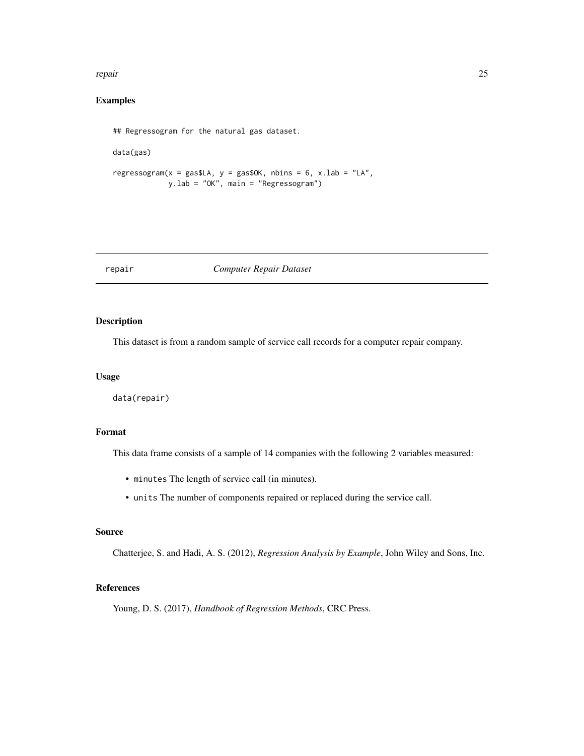## Examples

```
## Regressogram for the natural gas dataset.

data(gas)

regressogram(x = gas$LA, y = gas$OK, nbins = 6, x.lab = "LA",
             y.lab = "OK", main = "Regressogram")
```

---

## repair — *Computer Repair Dataset*

---

### Description

This dataset is from a random sample of service call records for a computer repair company.

### Usage

```
data(repair)
```

### Format

This data frame consists of a sample of 14 companies with the following 2 variables measured:

- `minutes` The length of service call (in minutes).
- `units` The number of components repaired or replaced during the service call.

### Source

Chatterjee, S. and Hadi, A. S. (2012), *Regression Analysis by Example*, John Wiley and Sons, Inc.

### References

Young, D. S. (2017), *Handbook of Regression Methods*, CRC Press.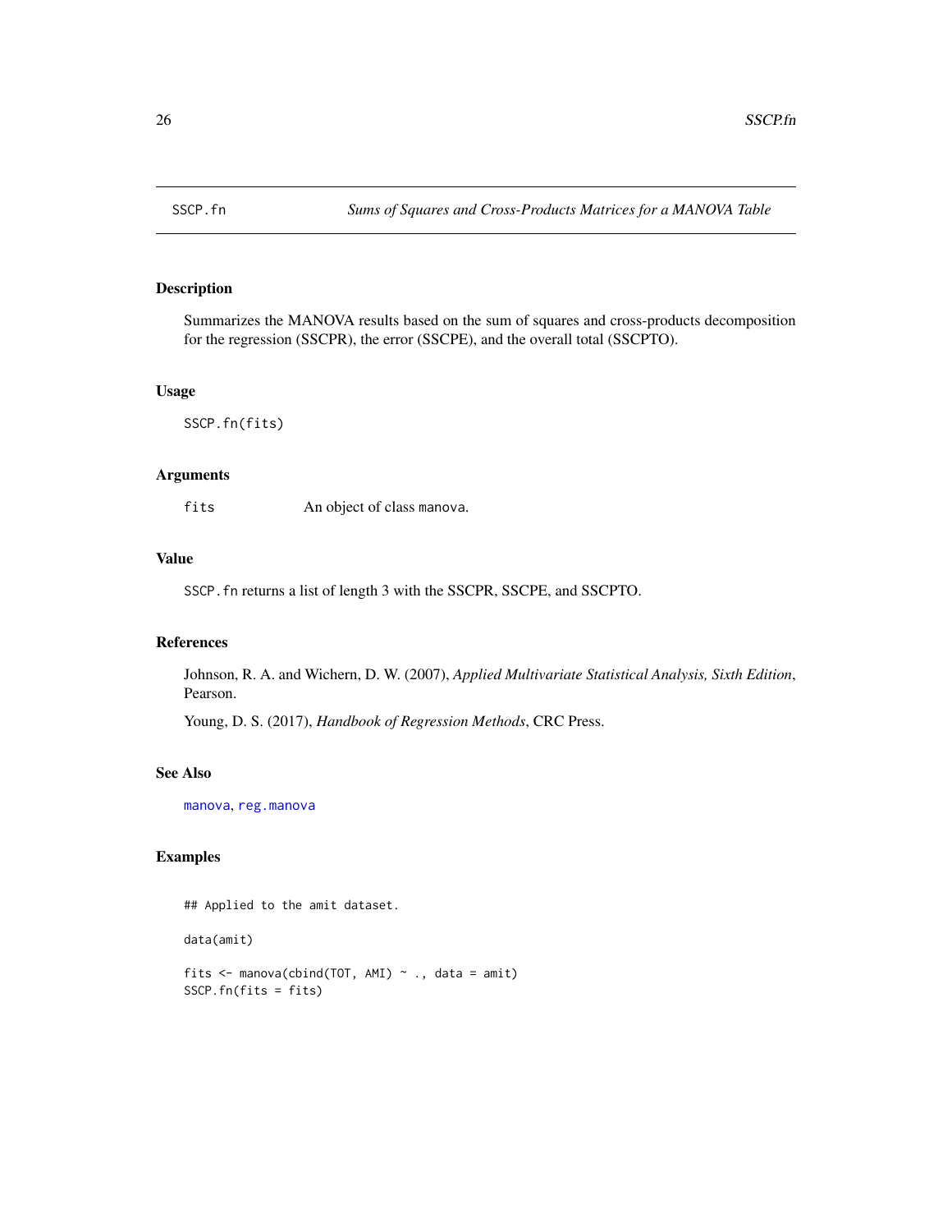SSCP.fn *Sums of Squares and Cross-Products Matrices for a MANOVA Table*

## Description

Summarizes the MANOVA results based on the sum of squares and cross-products decomposition for the regression (SSCPR), the error (SSCPE), and the overall total (SSCPTO).

## Usage

```
SSCP.fn(fits)
```

## Arguments

| | |
|---|---|
| fits | An object of class manova. |

## Value

SSCP.fn returns a list of length 3 with the SSCPR, SSCPE, and SSCPTO.

## References

Johnson, R. A. and Wichern, D. W. (2007), *Applied Multivariate Statistical Analysis, Sixth Edition*, Pearson.

Young, D. S. (2017), *Handbook of Regression Methods*, CRC Press.

## See Also

manova, reg.manova

## Examples

```
## Applied to the amit dataset.

data(amit)

fits <- manova(cbind(TOT, AMI) ~ ., data = amit)
SSCP.fn(fits = fits)
```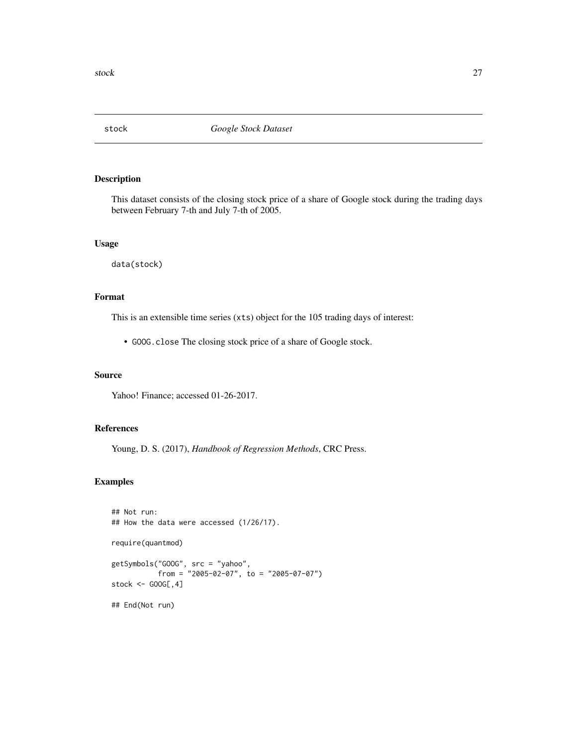# stock — *Google Stock Dataset*

## Description

This dataset consists of the closing stock price of a share of Google stock during the trading days between February 7-th and July 7-th of 2005.

## Usage

```
data(stock)
```

## Format

This is an extensible time series (`xts`) object for the 105 trading days of interest:

- `GOOG.close` The closing stock price of a share of Google stock.

## Source

Yahoo! Finance; accessed 01-26-2017.

## References

Young, D. S. (2017), *Handbook of Regression Methods*, CRC Press.

## Examples

```
## Not run:
## How the data were accessed (1/26/17).

require(quantmod)

getSymbols("GOOG", src = "yahoo",
           from = "2005-02-07", to = "2005-07-07")
stock <- GOOG[,4]

## End(Not run)
```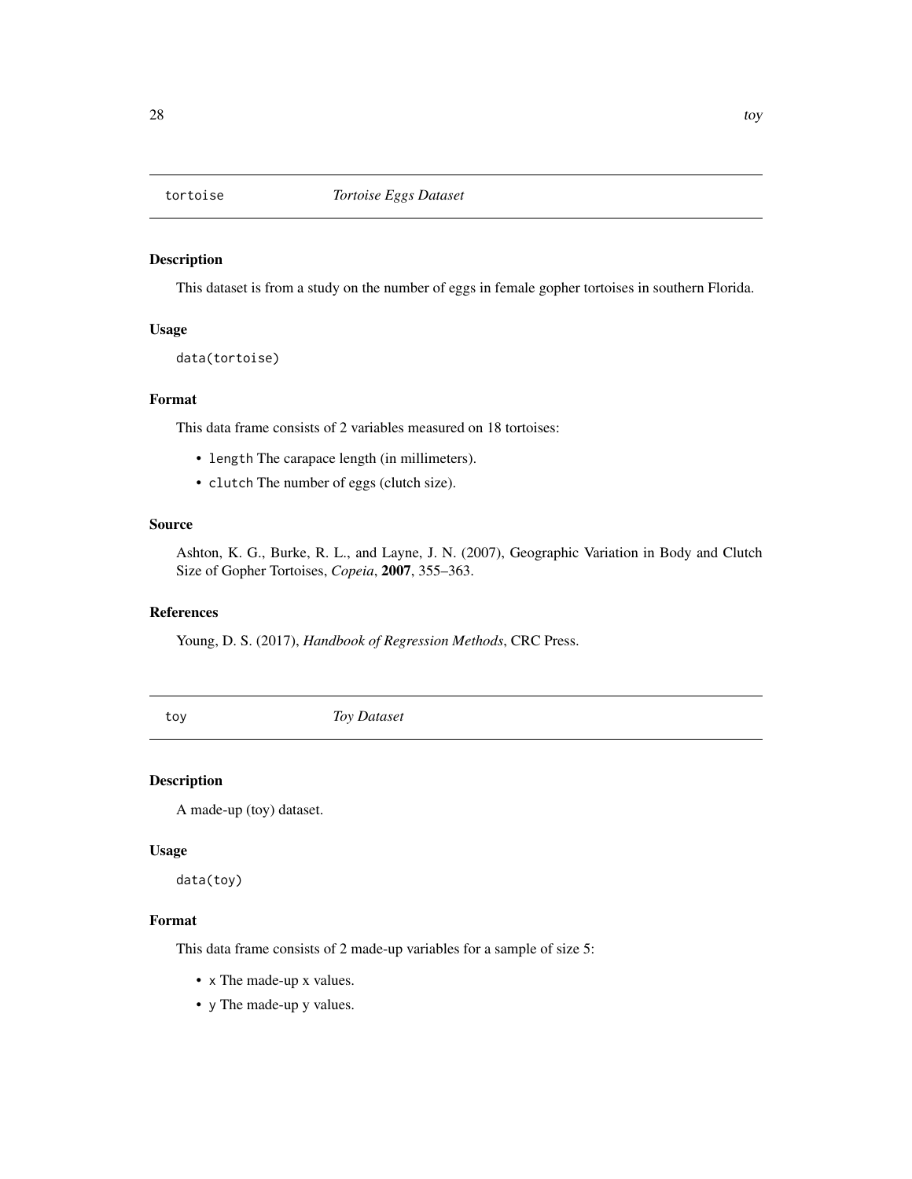## tortoise *Tortoise Eggs Dataset*

### Description

This dataset is from a study on the number of eggs in female gopher tortoises in southern Florida.

### Usage

```
data(tortoise)
```

### Format

This data frame consists of 2 variables measured on 18 tortoises:

- `length` The carapace length (in millimeters).
- `clutch` The number of eggs (clutch size).

### Source

Ashton, K. G., Burke, R. L., and Layne, J. N. (2007), Geographic Variation in Body and Clutch Size of Gopher Tortoises, *Copeia*, **2007**, 355–363.

### References

Young, D. S. (2017), *Handbook of Regression Methods*, CRC Press.

## toy *Toy Dataset*

### Description

A made-up (toy) dataset.

### Usage

```
data(toy)
```

### Format

This data frame consists of 2 made-up variables for a sample of size 5:

- `x` The made-up x values.
- `y` The made-up y values.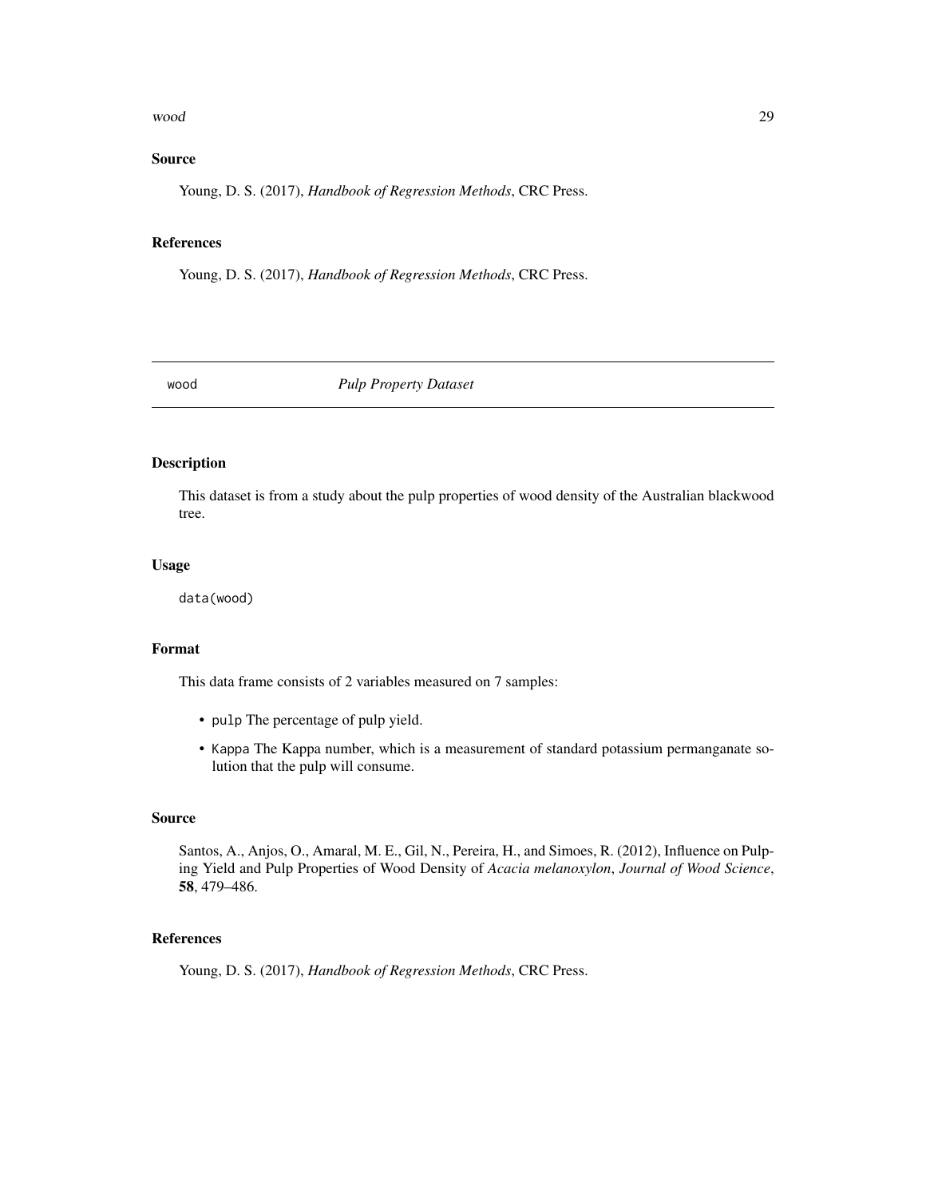## Source

Young, D. S. (2017), *Handbook of Regression Methods*, CRC Press.

## References

Young, D. S. (2017), *Handbook of Regression Methods*, CRC Press.

---

# wood *Pulp Property Dataset*

## Description

This dataset is from a study about the pulp properties of wood density of the Australian blackwood tree.

## Usage

```
data(wood)
```

## Format

This data frame consists of 2 variables measured on 7 samples:

- pulp The percentage of pulp yield.
- Kappa The Kappa number, which is a measurement of standard potassium permanganate solution that the pulp will consume.

## Source

Santos, A., Anjos, O., Amaral, M. E., Gil, N., Pereira, H., and Simoes, R. (2012), Influence on Pulping Yield and Pulp Properties of Wood Density of *Acacia melanoxylon*, *Journal of Wood Science*, **58**, 479–486.

## References

Young, D. S. (2017), *Handbook of Regression Methods*, CRC Press.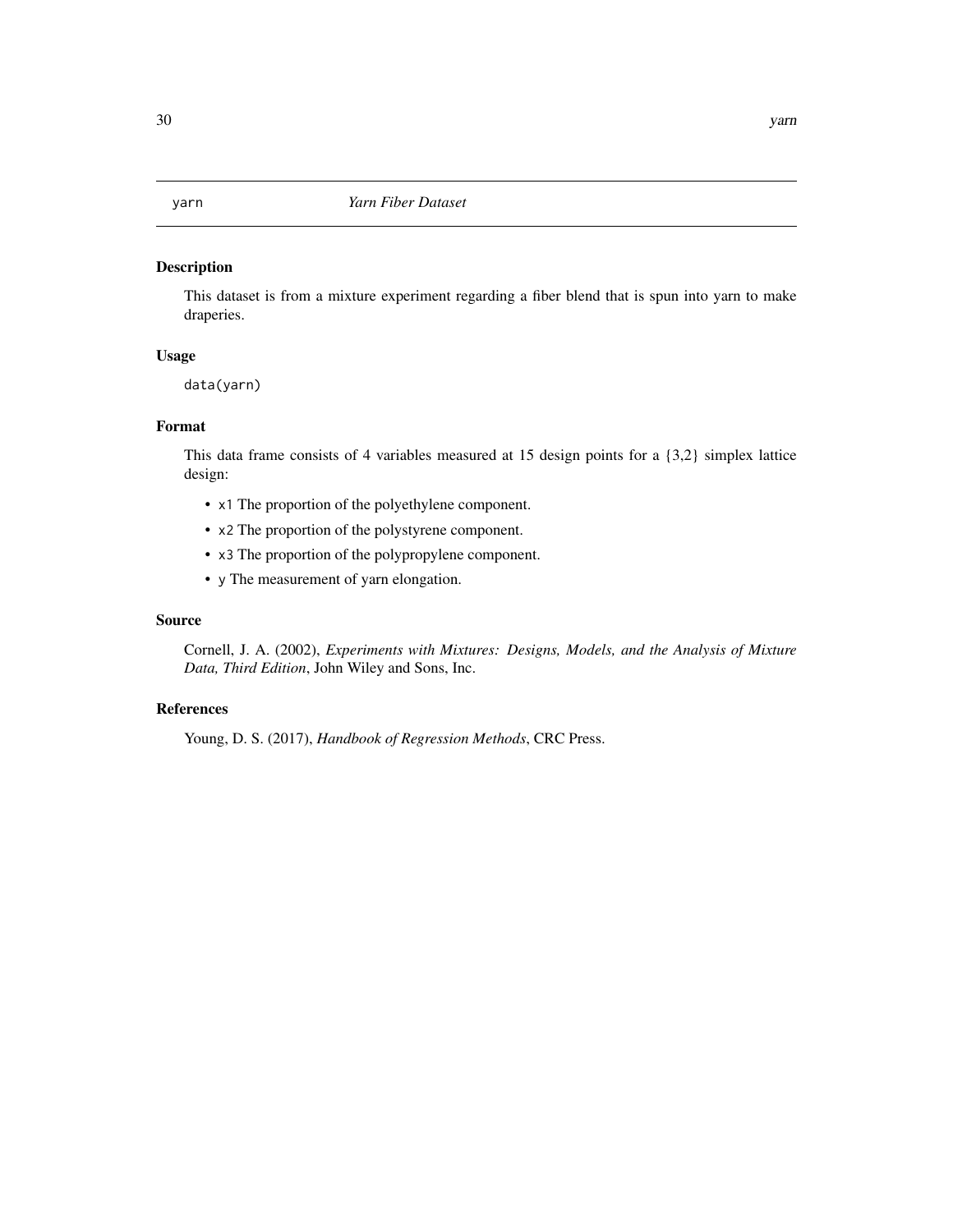# yarn — *Yarn Fiber Dataset*

## Description

This dataset is from a mixture experiment regarding a fiber blend that is spun into yarn to make draperies.

## Usage

```
data(yarn)
```

## Format

This data frame consists of 4 variables measured at 15 design points for a {3,2} simplex lattice design:

- `x1` The proportion of the polyethylene component.
- `x2` The proportion of the polystyrene component.
- `x3` The proportion of the polypropylene component.
- `y` The measurement of yarn elongation.

## Source

Cornell, J. A. (2002), *Experiments with Mixtures: Designs, Models, and the Analysis of Mixture Data, Third Edition*, John Wiley and Sons, Inc.

## References

Young, D. S. (2017), *Handbook of Regression Methods*, CRC Press.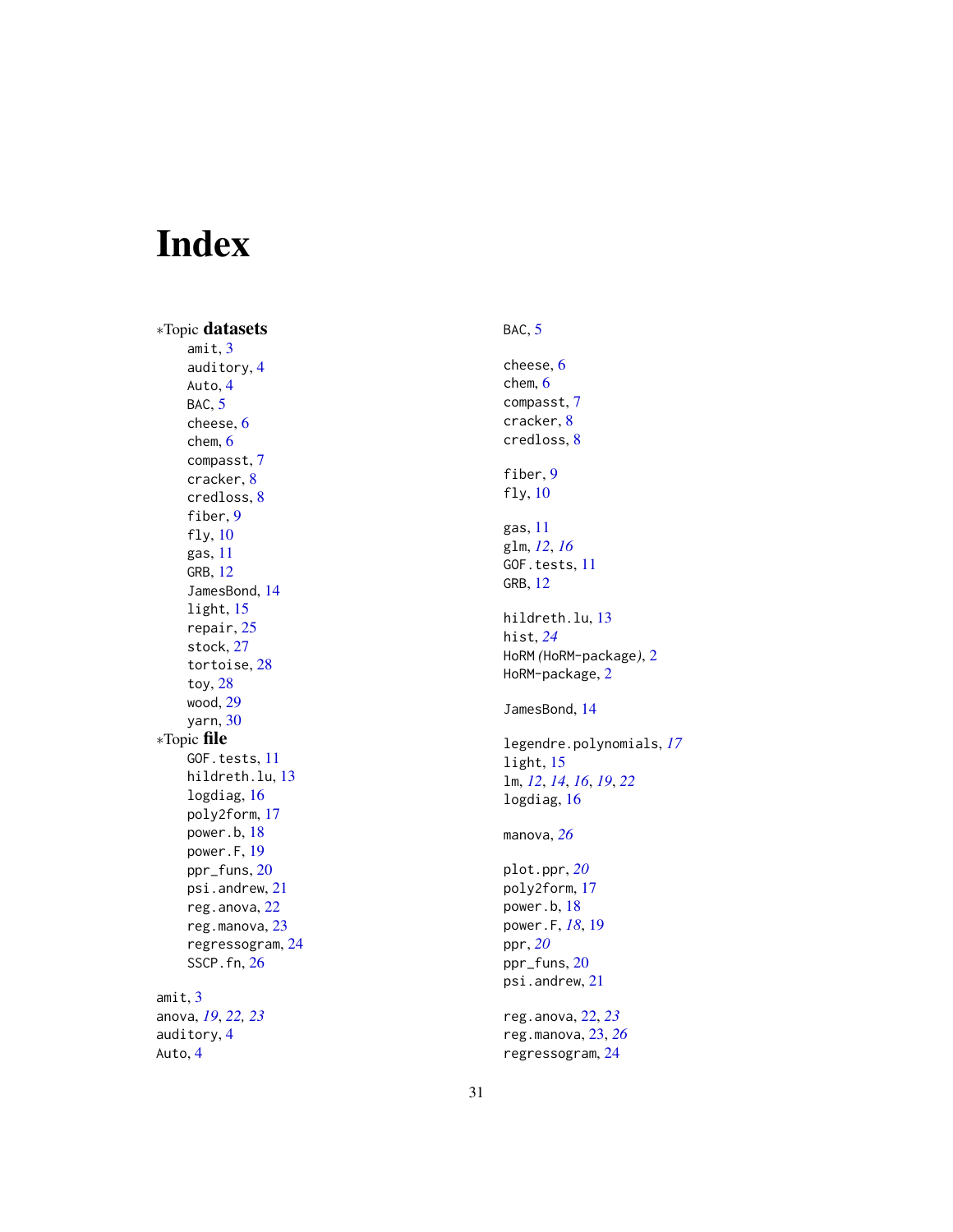# Index

∗Topic **datasets**
- amit, 3
- auditory, 4
- Auto, 4
- BAC, 5
- cheese, 6
- chem, 6
- compasst, 7
- cracker, 8
- credloss, 8
- fiber, 9
- fly, 10
- gas, 11
- GRB, 12
- JamesBond, 14
- light, 15
- repair, 25
- stock, 27
- tortoise, 28
- toy, 28
- wood, 29
- yarn, 30

∗Topic **file**
- GOF.tests, 11
- hildreth.lu, 13
- logdiag, 16
- poly2form, 17
- power.b, 18
- power.F, 19
- ppr_funs, 20
- psi.andrew, 21
- reg.anova, 22
- reg.manova, 23
- regressogram, 24
- SSCP.fn, 26

amit, 3
anova, *19*, *22, 23*
auditory, 4
Auto, 4

BAC, 5

cheese, 6
chem, 6
compasst, 7
cracker, 8
credloss, 8

fiber, 9
fly, 10

gas, 11
glm, *12*, *16*
GOF.tests, 11
GRB, 12

hildreth.lu, 13
hist, *24*
HoRM *(*HoRM-package*)*, 2
HoRM-package, 2

JamesBond, 14

legendre.polynomials, *17*
light, 15
lm, *12*, *14*, *16*, *19*, *22*
logdiag, 16

manova, *26*

plot.ppr, *20*
poly2form, 17
power.b, 18
power.F, *18*, 19
ppr, *20*
ppr_funs, 20
psi.andrew, 21

reg.anova, 22, *23*
reg.manova, 23, *26*
regressogram, 24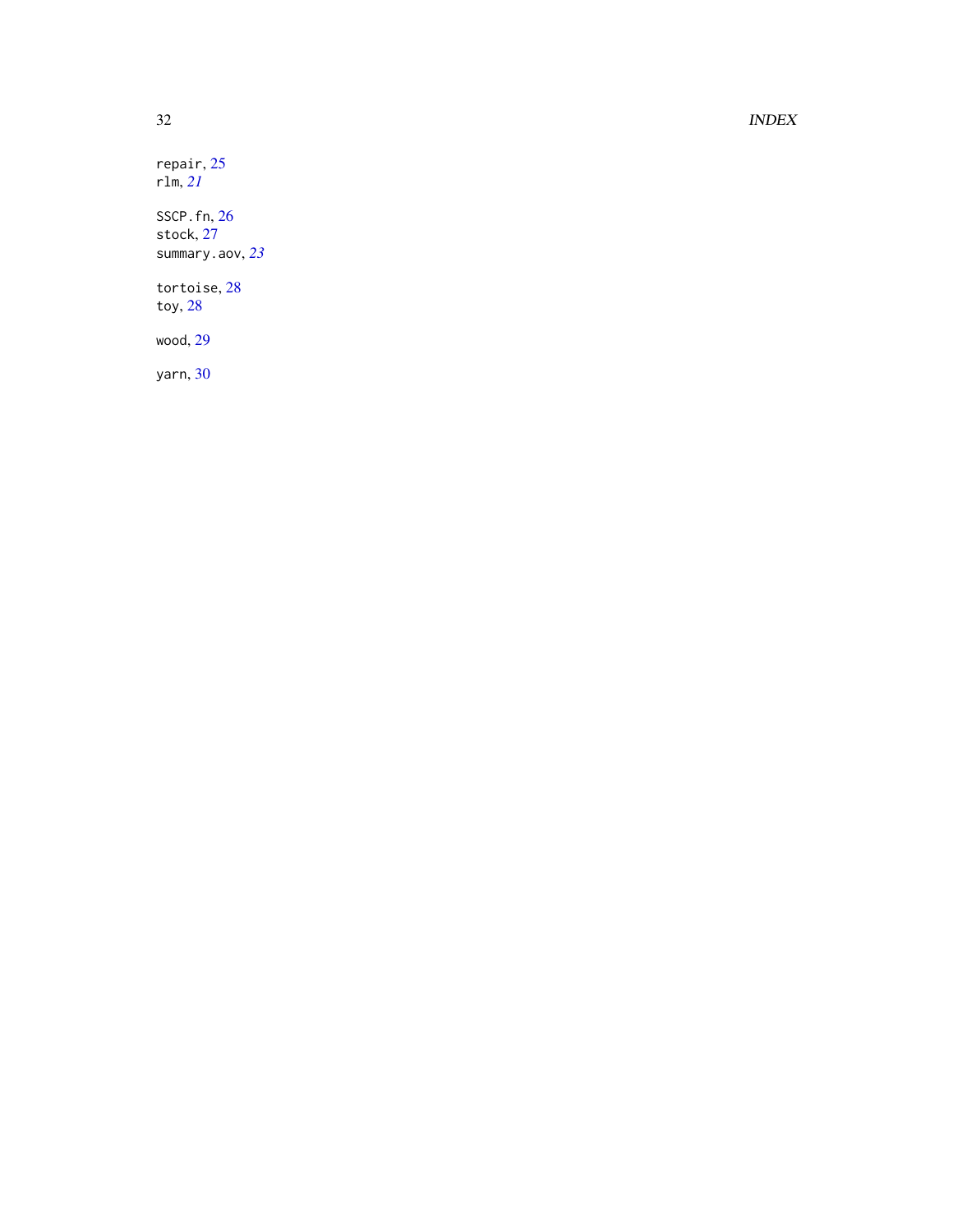repair, 25
rlm, *21*

SSCP.fn, 26
stock, 27
summary.aov, *23*

tortoise, 28
toy, 28

wood, 29

yarn, 30